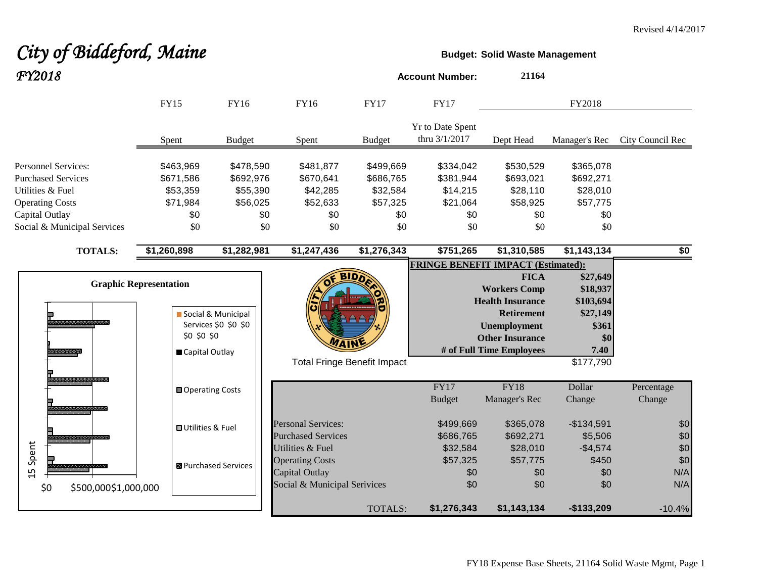Revised 4/14/2017

# *City of Biddeford, Maine*
## *FY2018*

**Budget: Solid Waste Management**

**Account Number:** **21164**

| | FY15 | FY16 | FY16 | FY17 | FY17 | FY2018 | | |
|---|---|---|---|---|---|---|---|---|
| | Spent | Budget | Spent | Budget | Yr to Date Spent thru 3/1/2017 | Dept Head | Manager's Rec | City Council Rec |
| Personnel Services: | $463,969 | $478,590 | $481,877 | $499,669 | $334,042 | $530,529 | $365,078 | |
| Purchased Services | $671,586 | $692,976 | $670,641 | $686,765 | $381,944 | $693,021 | $692,271 | |
| Utilities & Fuel | $53,359 | $55,390 | $42,285 | $32,584 | $14,215 | $28,110 | $28,010 | |
| Operating Costs | $71,984 | $56,025 | $52,633 | $57,325 | $21,064 | $58,925 | $57,775 | |
| Capital Outlay | $0 | $0 | $0 | $0 | $0 | $0 | $0 | |
| Social & Municipal Services | $0 | $0 | $0 | $0 | $0 | $0 | $0 | |
| **TOTALS:** | **$1,260,898** | **$1,282,981** | **$1,247,436** | **$1,276,343** | **$751,265** | **$1,310,585** | **$1,143,134** | **$0** |

**FRINGE BENEFIT IMPACT (Estimated):**

| | |
|---|---|
| **FICA** | **$27,649** |
| **Workers Comp** | **$18,937** |
| **Health Insurance** | **$103,694** |
| **Retirement** | **$27,149** |
| **Unemployment** | **$361** |
| **Other Insurance** | **$0** |
| **# of Full Time Employees** | **7.40** |
| Total Fringe Benefit Impact | $177,790 |

**Graphic Representation**

| | FY17 Budget | FY18 Manager's Rec | Dollar Change | Percentage Change |
|---|---|---|---|---|
| Personal Services: | $499,669 | $365,078 | -$134,591 | $0 |
| Purchased Services | $686,765 | $692,271 | $5,506 | $0 |
| Utilities & Fuel | $32,584 | $28,010 | -$4,574 | $0 |
| Operating Costs | $57,325 | $57,775 | $450 | $0 |
| Capital Outlay | $0 | $0 | $0 | N/A |
| Social & Municipal Serivices | $0 | $0 | $0 | N/A |
| TOTALS: | **$1,276,343** | **$1,143,134** | **-$133,209** | -10.4% |

FY18 Expense Base Sheets, 21164 Solid Waste Mgmt, Page 1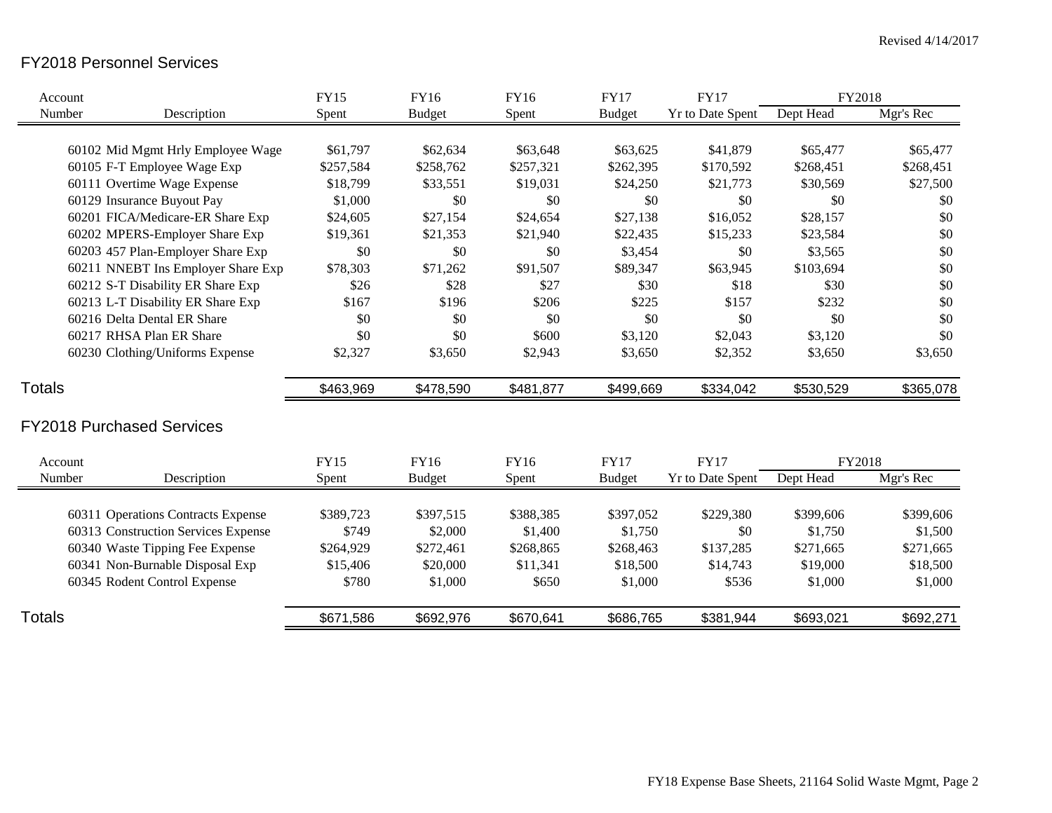Revised 4/14/2017

## FY2018 Personnel Services

| Account Number | Description | FY15 Spent | FY16 Budget | FY16 Spent | FY17 Budget | FY17 Yr to Date Spent | FY2018 Dept Head | FY2018 Mgr's Rec |
|---|---|---|---|---|---|---|---|---|
| 60102 | Mid Mgmt Hrly Employee Wage | $61,797 | $62,634 | $63,648 | $63,625 | $41,879 | $65,477 | $65,477 |
| 60105 | F-T Employee Wage Exp | $257,584 | $258,762 | $257,321 | $262,395 | $170,592 | $268,451 | $268,451 |
| 60111 | Overtime Wage Expense | $18,799 | $33,551 | $19,031 | $24,250 | $21,773 | $30,569 | $27,500 |
| 60129 | Insurance Buyout Pay | $1,000 | $0 | $0 | $0 | $0 | $0 | $0 |
| 60201 | FICA/Medicare-ER Share Exp | $24,605 | $27,154 | $24,654 | $27,138 | $16,052 | $28,157 | $0 |
| 60202 | MPERS-Employer Share Exp | $19,361 | $21,353 | $21,940 | $22,435 | $15,233 | $23,584 | $0 |
| 60203 | 457 Plan-Employer Share Exp | $0 | $0 | $0 | $3,454 | $0 | $3,565 | $0 |
| 60211 | NNEBT Ins Employer Share Exp | $78,303 | $71,262 | $91,507 | $89,347 | $63,945 | $103,694 | $0 |
| 60212 | S-T Disability ER Share Exp | $26 | $28 | $27 | $30 | $18 | $30 | $0 |
| 60213 | L-T Disability ER Share Exp | $167 | $196 | $206 | $225 | $157 | $232 | $0 |
| 60216 | Delta Dental ER Share | $0 | $0 | $0 | $0 | $0 | $0 | $0 |
| 60217 | RHSA Plan ER Share | $0 | $0 | $600 | $3,120 | $2,043 | $3,120 | $0 |
| 60230 | Clothing/Uniforms Expense | $2,327 | $3,650 | $2,943 | $3,650 | $2,352 | $3,650 | $3,650 |
| **Totals** | | $463,969 | $478,590 | $481,877 | $499,669 | $334,042 | $530,529 | $365,078 |

## FY2018 Purchased Services

| Account Number | Description | FY15 Spent | FY16 Budget | FY16 Spent | FY17 Budget | FY17 Yr to Date Spent | FY2018 Dept Head | FY2018 Mgr's Rec |
|---|---|---|---|---|---|---|---|---|
| 60311 | Operations Contracts Expense | $389,723 | $397,515 | $388,385 | $397,052 | $229,380 | $399,606 | $399,606 |
| 60313 | Construction Services Expense | $749 | $2,000 | $1,400 | $1,750 | $0 | $1,750 | $1,500 |
| 60340 | Waste Tipping Fee Expense | $264,929 | $272,461 | $268,865 | $268,463 | $137,285 | $271,665 | $271,665 |
| 60341 | Non-Burnable Disposal Exp | $15,406 | $20,000 | $11,341 | $18,500 | $14,743 | $19,000 | $18,500 |
| 60345 | Rodent Control Expense | $780 | $1,000 | $650 | $1,000 | $536 | $1,000 | $1,000 |
| **Totals** | | $671,586 | $692,976 | $670,641 | $686,765 | $381,944 | $693,021 | $692,271 |

FY18 Expense Base Sheets, 21164 Solid Waste Mgmt, Page 2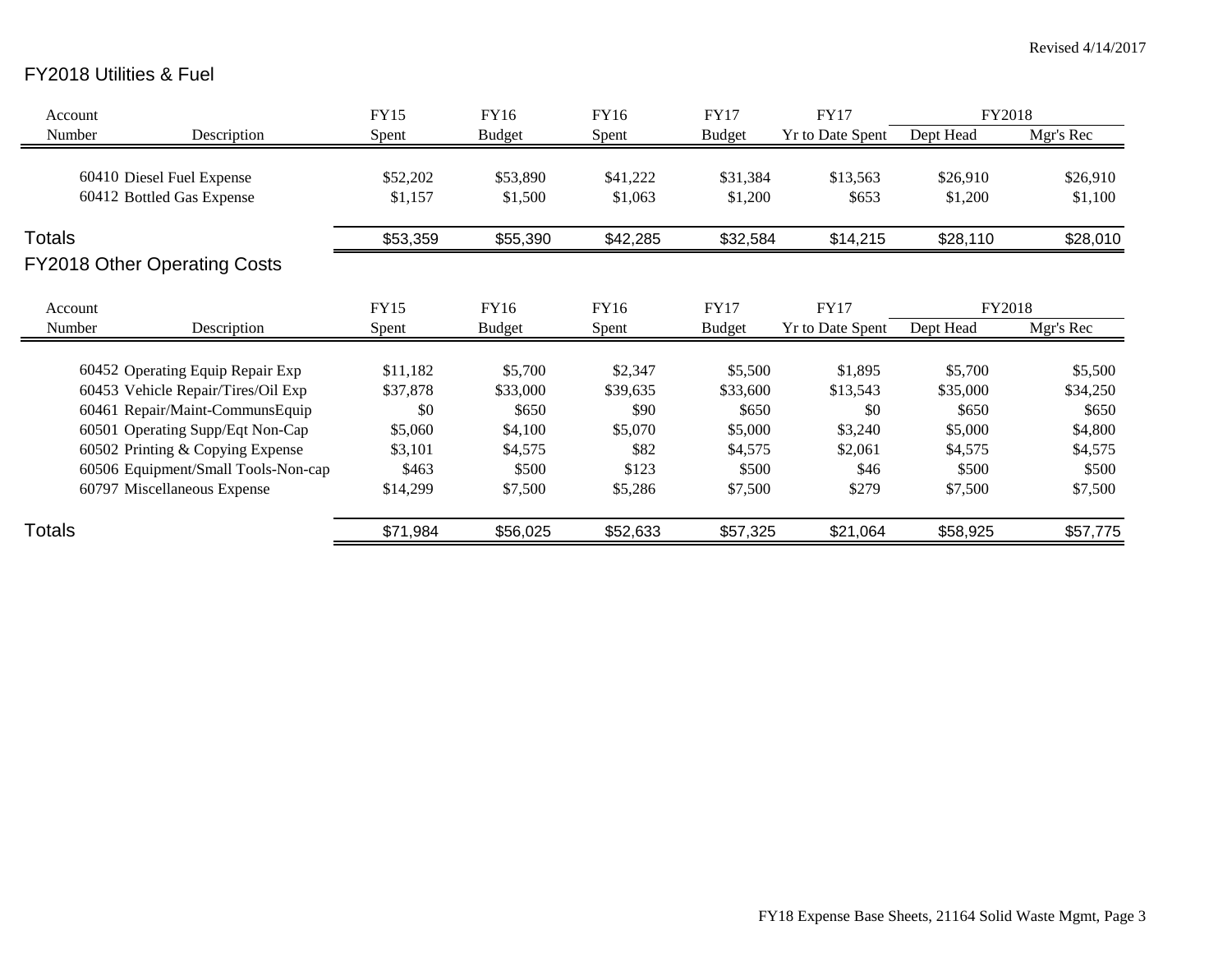Revised 4/14/2017

## FY2018 Utilities & Fuel

| Account Number | Description | FY15 Spent | FY16 Budget | FY16 Spent | FY17 Budget | FY17 Yr to Date Spent | FY2018 Dept Head | FY2018 Mgr's Rec |
|---|---|---|---|---|---|---|---|---|
| 60410 | Diesel Fuel Expense | $52,202 | $53,890 | $41,222 | $31,384 | $13,563 | $26,910 | $26,910 |
| 60412 | Bottled Gas Expense | $1,157 | $1,500 | $1,063 | $1,200 | $653 | $1,200 | $1,100 |
| Totals | | $53,359 | $55,390 | $42,285 | $32,584 | $14,215 | $28,110 | $28,010 |

## FY2018 Other Operating Costs

| Account Number | Description | FY15 Spent | FY16 Budget | FY16 Spent | FY17 Budget | FY17 Yr to Date Spent | FY2018 Dept Head | FY2018 Mgr's Rec |
|---|---|---|---|---|---|---|---|---|
| 60452 | Operating Equip Repair Exp | $11,182 | $5,700 | $2,347 | $5,500 | $1,895 | $5,700 | $5,500 |
| 60453 | Vehicle Repair/Tires/Oil Exp | $37,878 | $33,000 | $39,635 | $33,600 | $13,543 | $35,000 | $34,250 |
| 60461 | Repair/Maint-CommunsEquip | $0 | $650 | $90 | $650 | $0 | $650 | $650 |
| 60501 | Operating Supp/Eqt Non-Cap | $5,060 | $4,100 | $5,070 | $5,000 | $3,240 | $5,000 | $4,800 |
| 60502 | Printing & Copying Expense | $3,101 | $4,575 | $82 | $4,575 | $2,061 | $4,575 | $4,575 |
| 60506 | Equipment/Small Tools-Non-cap | $463 | $500 | $123 | $500 | $46 | $500 | $500 |
| 60797 | Miscellaneous Expense | $14,299 | $7,500 | $5,286 | $7,500 | $279 | $7,500 | $7,500 |
| Totals | | $71,984 | $56,025 | $52,633 | $57,325 | $21,064 | $58,925 | $57,775 |

FY18 Expense Base Sheets, 21164 Solid Waste Mgmt, Page 3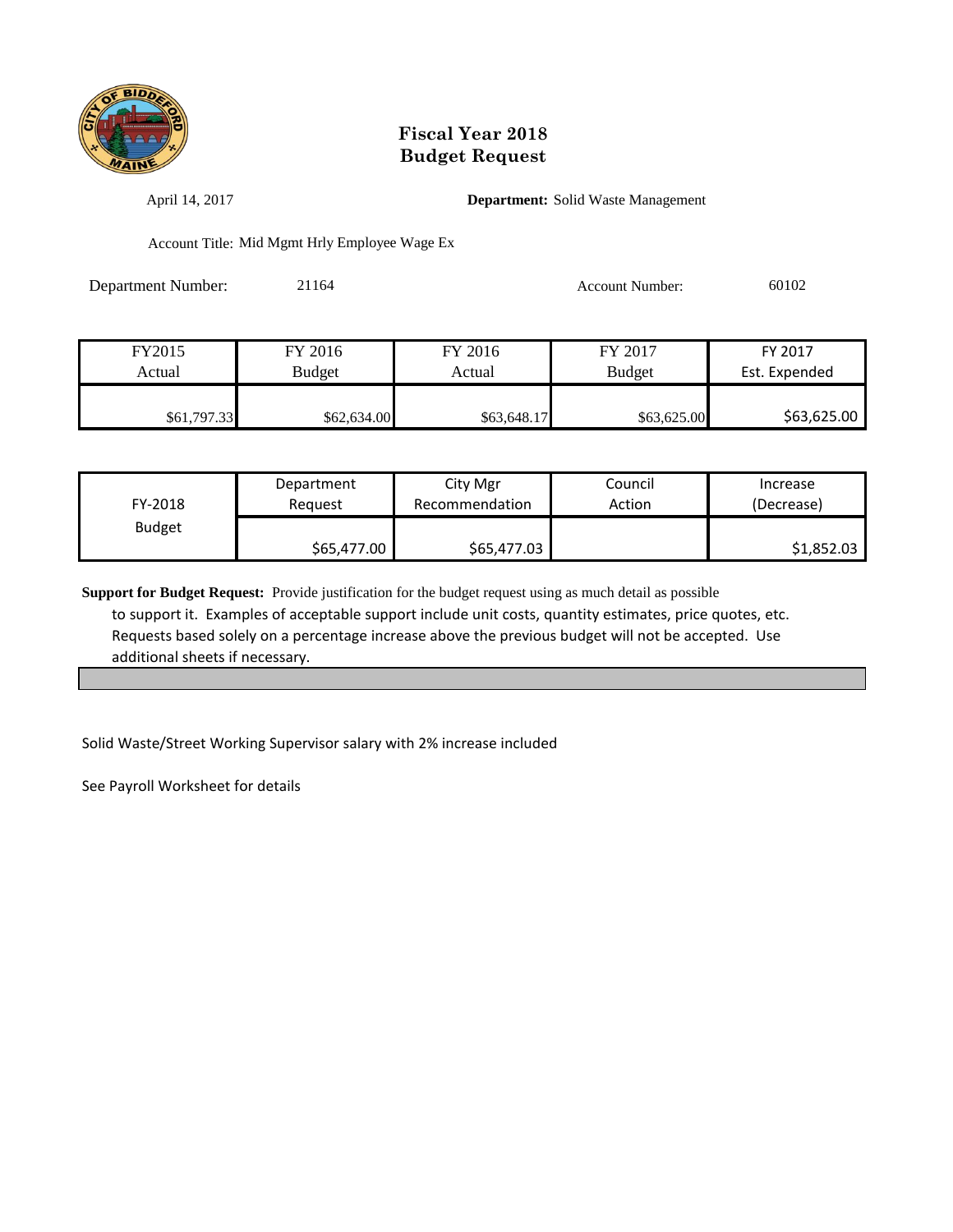# Fiscal Year 2018
# Budget Request

April 14, 2017

**Department:** Solid Waste Management

Account Title: Mid Mgmt Hrly Employee Wage Ex

Department Number: 21164

Account Number: 60102

| FY2015 Actual | FY 2016 Budget | FY 2016 Actual | FY 2017 Budget | FY 2017 Est. Expended |
|---|---|---|---|---|
| $61,797.33 | $62,634.00 | $63,648.17 | $63,625.00 | $63,625.00 |

| FY-2018 Budget | Department Request | City Mgr Recommendation | Council Action | Increase (Decrease) |
|---|---|---|---|---|
| | $65,477.00 | $65,477.03 | | $1,852.03 |

**Support for Budget Request:** Provide justification for the budget request using as much detail as possible to support it. Examples of acceptable support include unit costs, quantity estimates, price quotes, etc. Requests based solely on a percentage increase above the previous budget will not be accepted. Use additional sheets if necessary.

Solid Waste/Street Working Supervisor salary with 2% increase included

See Payroll Worksheet for details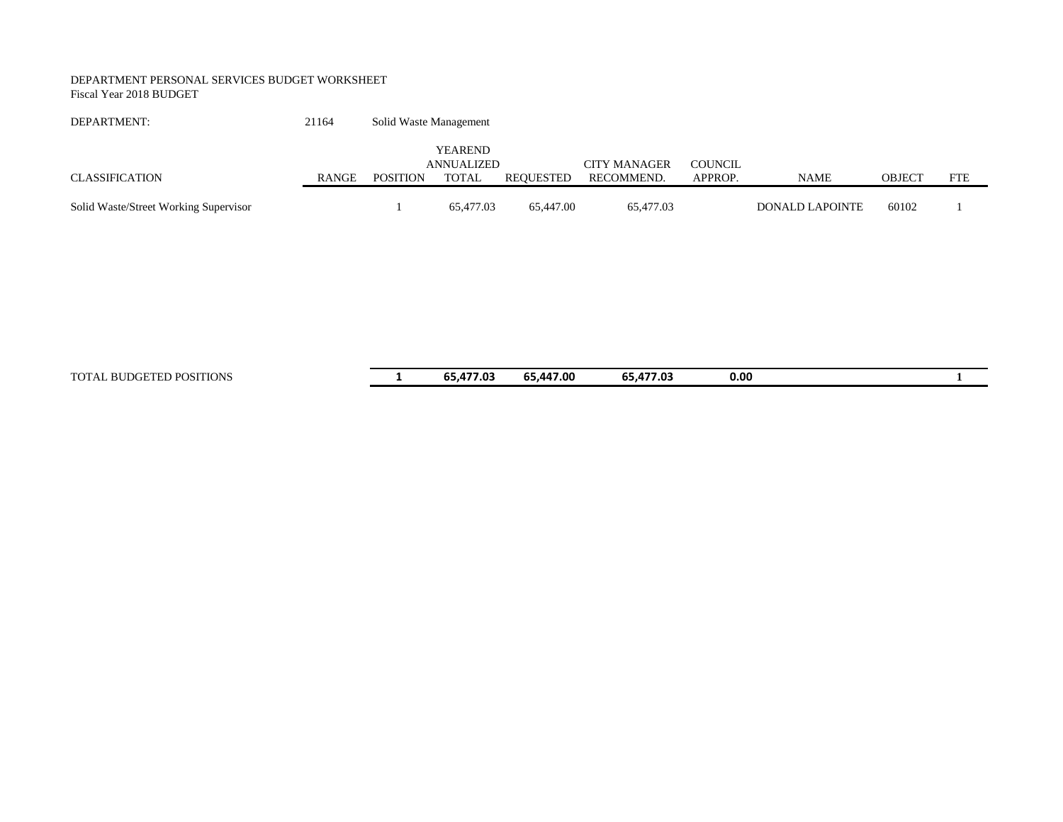DEPARTMENT PERSONAL SERVICES BUDGET WORKSHEET
Fiscal Year 2018 BUDGET

DEPARTMENT: 21164 Solid Waste Management

| CLASSIFICATION | RANGE | POSITION | YEAREND ANNUALIZED TOTAL | REQUESTED | CITY MANAGER RECOMMEND. | COUNCIL APPROP. | NAME | OBJECT | FTE |
|---|---|---|---|---|---|---|---|---|---|
| Solid Waste/Street Working Supervisor | | 1 | 65,477.03 | 65,447.00 | 65,477.03 | | DONALD LAPOINTE | 60102 | 1 |
| TOTAL BUDGETED POSITIONS | | **1** | **65,477.03** | **65,447.00** | **65,477.03** | **0.00** | | | **1** |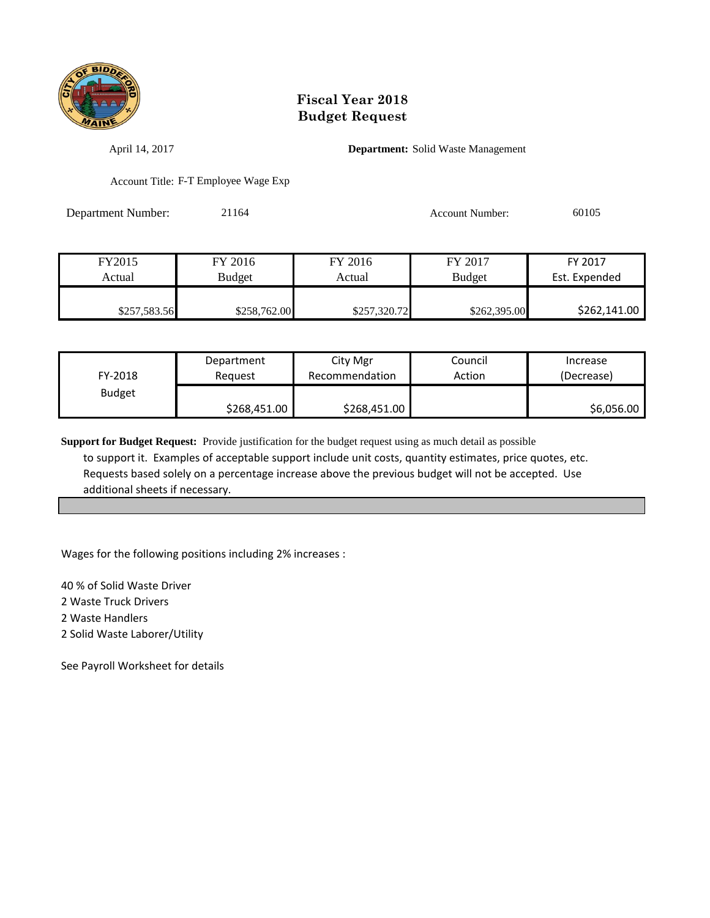# Fiscal Year 2018
# Budget Request

April 14, 2017

**Department:** Solid Waste Management

Account Title: F-T Employee Wage Exp

Department Number: 21164

Account Number: 60105

| FY2015 Actual | FY 2016 Budget | FY 2016 Actual | FY 2017 Budget | FY 2017 Est. Expended |
|---|---|---|---|---|
| $257,583.56 | $258,762.00 | $257,320.72 | $262,395.00 | $262,141.00 |

| FY-2018 Budget | Department Request | City Mgr Recommendation | Council Action | Increase (Decrease) |
|---|---|---|---|---|
| | $268,451.00 | $268,451.00 | | $6,056.00 |

**Support for Budget Request:** Provide justification for the budget request using as much detail as possible to support it. Examples of acceptable support include unit costs, quantity estimates, price quotes, etc. Requests based solely on a percentage increase above the previous budget will not be accepted. Use additional sheets if necessary.

Wages for the following positions including 2% increases :

40 % of Solid Waste Driver
2 Waste Truck Drivers
2 Waste Handlers
2 Solid Waste Laborer/Utility

See Payroll Worksheet for details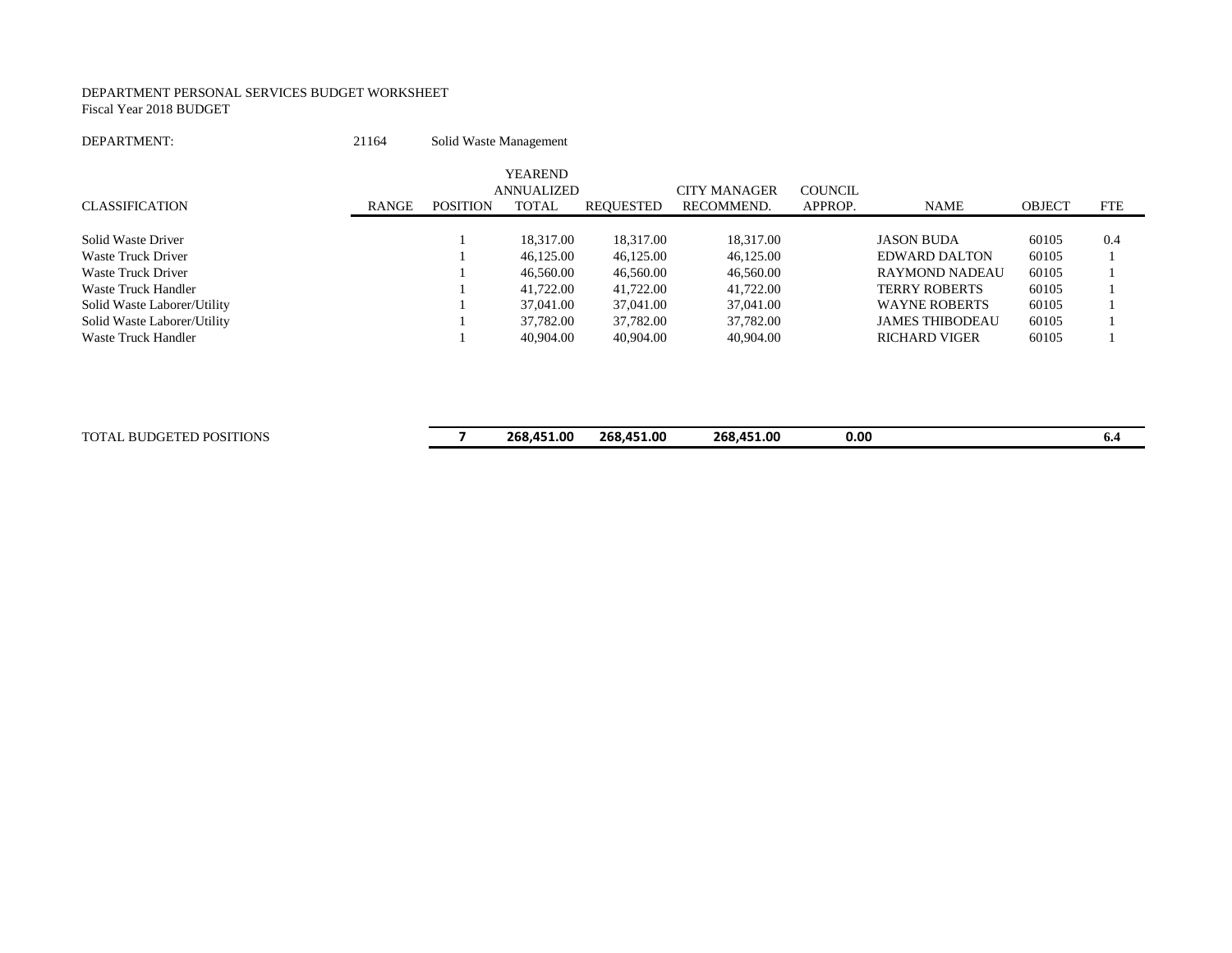DEPARTMENT PERSONAL SERVICES BUDGET WORKSHEET
Fiscal Year 2018 BUDGET

DEPARTMENT: 21164 Solid Waste Management

| CLASSIFICATION | RANGE | POSITION | YEAREND ANNUALIZED TOTAL | REQUESTED | CITY MANAGER RECOMMEND. | COUNCIL APPROP. | NAME | OBJECT | FTE |
|---|---|---|---|---|---|---|---|---|---|
| Solid Waste Driver | | 1 | 18,317.00 | 18,317.00 | 18,317.00 | | JASON BUDA | 60105 | 0.4 |
| Waste Truck Driver | | 1 | 46,125.00 | 46,125.00 | 46,125.00 | | EDWARD DALTON | 60105 | 1 |
| Waste Truck Driver | | 1 | 46,560.00 | 46,560.00 | 46,560.00 | | RAYMOND NADEAU | 60105 | 1 |
| Waste Truck Handler | | 1 | 41,722.00 | 41,722.00 | 41,722.00 | | TERRY ROBERTS | 60105 | 1 |
| Solid Waste Laborer/Utility | | 1 | 37,041.00 | 37,041.00 | 37,041.00 | | WAYNE ROBERTS | 60105 | 1 |
| Solid Waste Laborer/Utility | | 1 | 37,782.00 | 37,782.00 | 37,782.00 | | JAMES THIBODEAU | 60105 | 1 |
| Waste Truck Handler | | 1 | 40,904.00 | 40,904.00 | 40,904.00 | | RICHARD VIGER | 60105 | 1 |
| TOTAL BUDGETED POSITIONS | | **7** | **268,451.00** | **268,451.00** | **268,451.00** | **0.00** | | | **6.4** |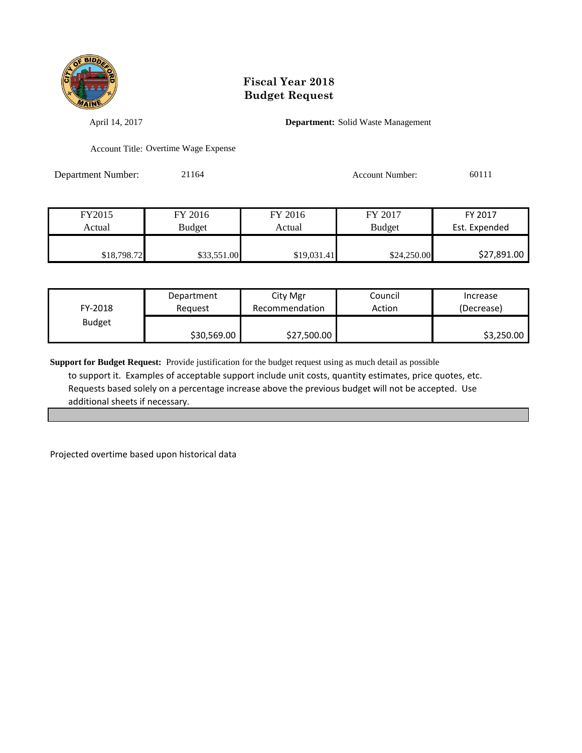# Fiscal Year 2018
# Budget Request

April 14, 2017

**Department:** Solid Waste Management

Account Title: Overtime Wage Expense

Department Number: 21164

Account Number: 60111

| FY2015 Actual | FY 2016 Budget | FY 2016 Actual | FY 2017 Budget | FY 2017 Est. Expended |
|---|---|---|---|---|
| $18,798.72 | $33,551.00 | $19,031.41 | $24,250.00 | $27,891.00 |

| FY-2018 Budget | Department Request | City Mgr Recommendation | Council Action | Increase (Decrease) |
|---|---|---|---|---|
| | $30,569.00 | $27,500.00 | | $3,250.00 |

**Support for Budget Request:** Provide justification for the budget request using as much detail as possible to support it. Examples of acceptable support include unit costs, quantity estimates, price quotes, etc. Requests based solely on a percentage increase above the previous budget will not be accepted. Use additional sheets if necessary.

Projected overtime based upon historical data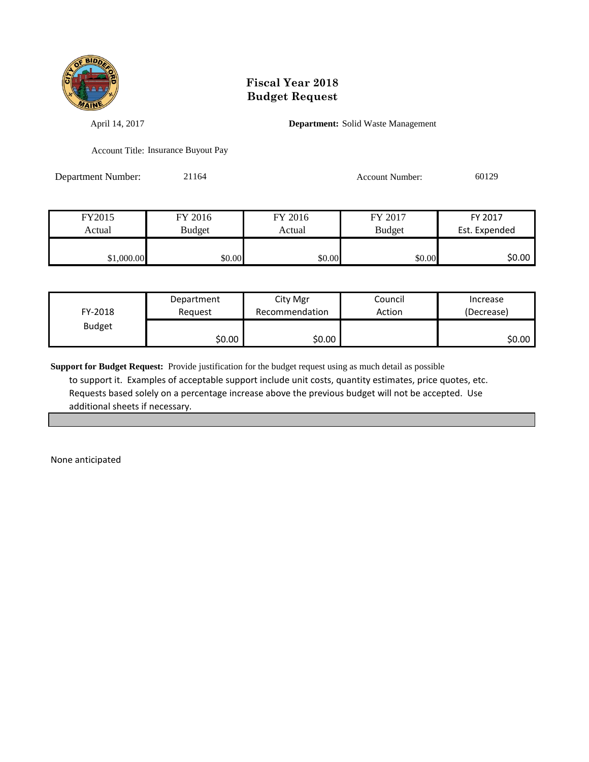# Fiscal Year 2018
# Budget Request

April 14, 2017

**Department:** Solid Waste Management

Account Title: Insurance Buyout Pay

Department Number: 21164

Account Number: 60129

| FY2015 Actual | FY 2016 Budget | FY 2016 Actual | FY 2017 Budget | FY 2017 Est. Expended |
|---|---|---|---|---|
| $1,000.00 | $0.00 | $0.00 | $0.00 | $0.00 |

| FY-2018 Budget | Department Request | City Mgr Recommendation | Council Action | Increase (Decrease) |
|---|---|---|---|---|
| | $0.00 | $0.00 | | $0.00 |

**Support for Budget Request:** Provide justification for the budget request using as much detail as possible to support it. Examples of acceptable support include unit costs, quantity estimates, price quotes, etc. Requests based solely on a percentage increase above the previous budget will not be accepted. Use additional sheets if necessary.

None anticipated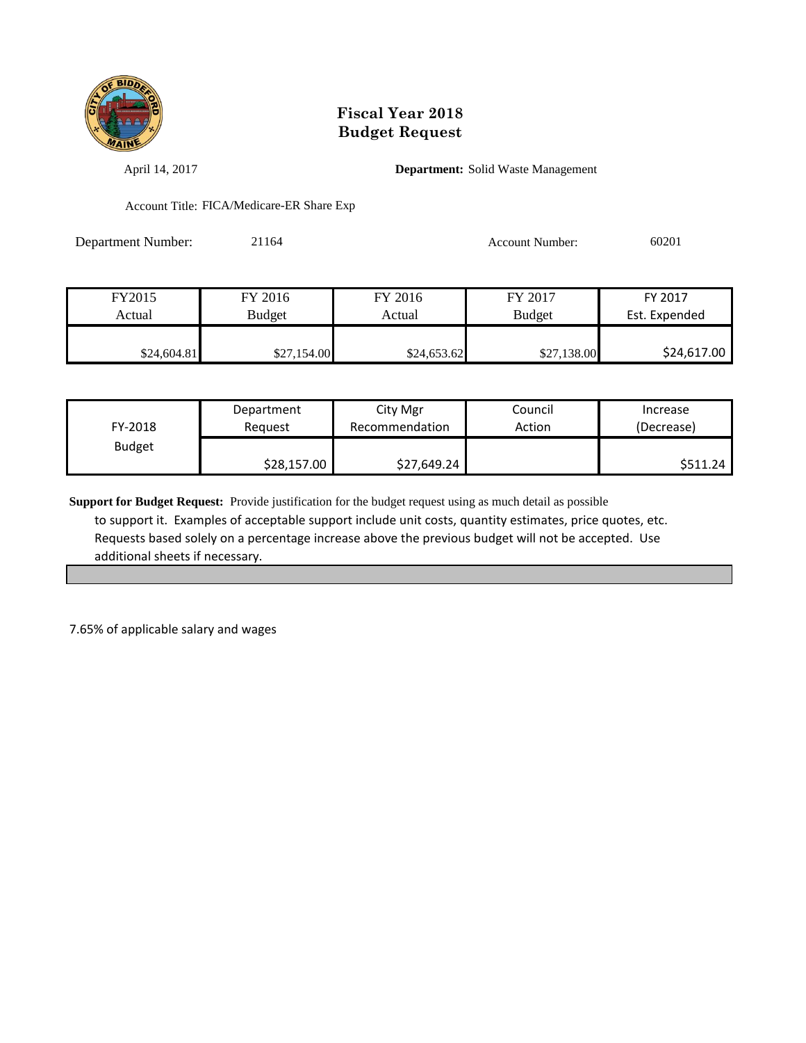# Fiscal Year 2018
# Budget Request

April 14, 2017 **Department:** Solid Waste Management

Account Title: FICA/Medicare-ER Share Exp

Department Number: 21164 Account Number: 60201

| FY2015 Actual | FY 2016 Budget | FY 2016 Actual | FY 2017 Budget | FY 2017 Est. Expended |
|---|---|---|---|---|
| $24,604.81 | $27,154.00 | $24,653.62 | $27,138.00 | $24,617.00 |

| FY-2018 Budget | Department Request | City Mgr Recommendation | Council Action | Increase (Decrease) |
|---|---|---|---|---|
| | $28,157.00 | $27,649.24 | | $511.24 |

**Support for Budget Request:** Provide justification for the budget request using as much detail as possible to support it. Examples of acceptable support include unit costs, quantity estimates, price quotes, etc. Requests based solely on a percentage increase above the previous budget will not be accepted. Use additional sheets if necessary.

7.65% of applicable salary and wages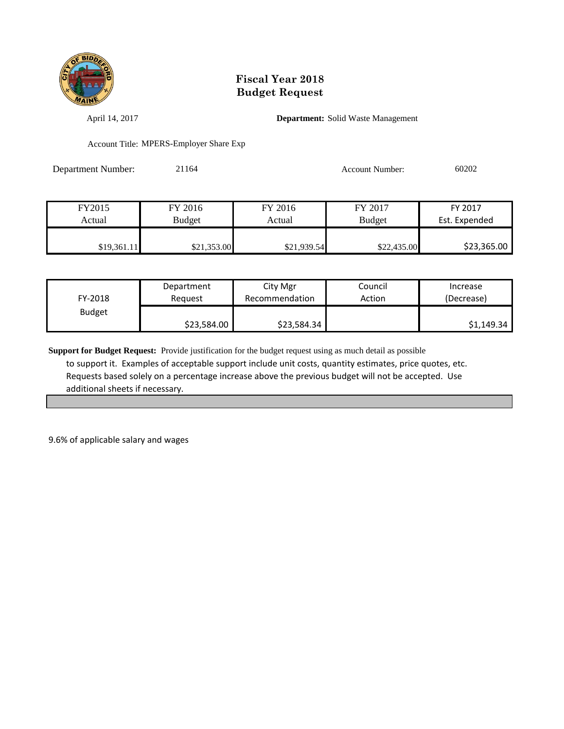# Fiscal Year 2018
# Budget Request

April 14, 2017

**Department:** Solid Waste Management

Account Title: MPERS-Employer Share Exp

Department Number: 21164

Account Number: 60202

| FY2015 Actual | FY 2016 Budget | FY 2016 Actual | FY 2017 Budget | FY 2017 Est. Expended |
|---|---|---|---|---|
| $19,361.11 | $21,353.00 | $21,939.54 | $22,435.00 | $23,365.00 |

| FY-2018 Budget | Department Request | City Mgr Recommendation | Council Action | Increase (Decrease) |
|---|---|---|---|---|
| | $23,584.00 | $23,584.34 | | $1,149.34 |

**Support for Budget Request:** Provide justification for the budget request using as much detail as possible to support it. Examples of acceptable support include unit costs, quantity estimates, price quotes, etc. Requests based solely on a percentage increase above the previous budget will not be accepted. Use additional sheets if necessary.

9.6% of applicable salary and wages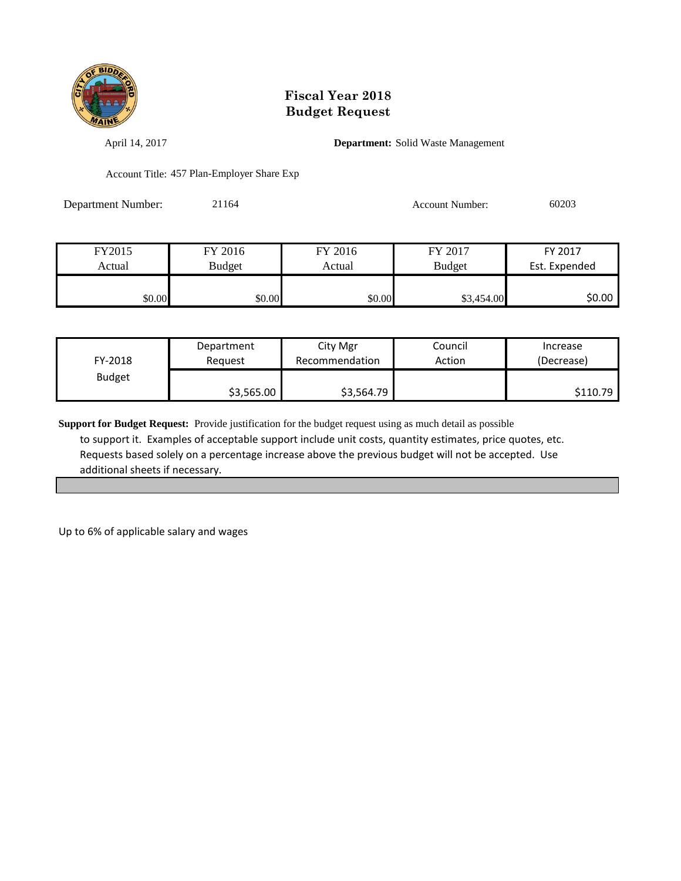# Fiscal Year 2018
# Budget Request

April 14, 2017

**Department:** Solid Waste Management

Account Title: 457 Plan-Employer Share Exp

Department Number: 21164

Account Number: 60203

| FY2015 Actual | FY 2016 Budget | FY 2016 Actual | FY 2017 Budget | FY 2017 Est. Expended |
|---|---|---|---|---|
| $0.00 | $0.00 | $0.00 | $3,454.00 | $0.00 |

| FY-2018 Budget | Department Request | City Mgr Recommendation | Council Action | Increase (Decrease) |
|---|---|---|---|---|
| | $3,565.00 | $3,564.79 | | $110.79 |

**Support for Budget Request:** Provide justification for the budget request using as much detail as possible to support it. Examples of acceptable support include unit costs, quantity estimates, price quotes, etc. Requests based solely on a percentage increase above the previous budget will not be accepted. Use additional sheets if necessary.

Up to 6% of applicable salary and wages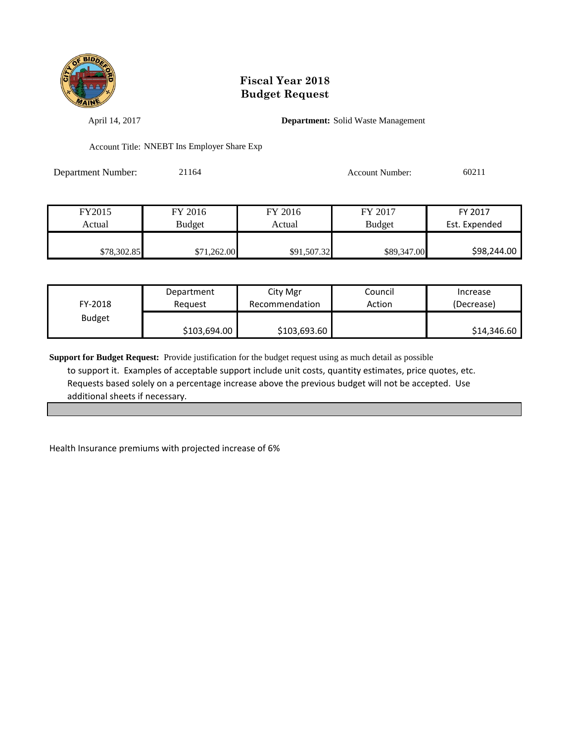# Fiscal Year 2018
# Budget Request

April 14, 2017

**Department:** Solid Waste Management

Account Title: NNEBT Ins Employer Share Exp

Department Number: 21164

Account Number: 60211

| FY2015 Actual | FY 2016 Budget | FY 2016 Actual | FY 2017 Budget | FY 2017 Est. Expended |
|---|---|---|---|---|
| $78,302.85 | $71,262.00 | $91,507.32 | $89,347.00 | $98,244.00 |

| FY-2018 Budget | Department Request | City Mgr Recommendation | Council Action | Increase (Decrease) |
|---|---|---|---|---|
| | $103,694.00 | $103,693.60 | | $14,346.60 |

**Support for Budget Request:** Provide justification for the budget request using as much detail as possible to support it. Examples of acceptable support include unit costs, quantity estimates, price quotes, etc. Requests based solely on a percentage increase above the previous budget will not be accepted. Use additional sheets if necessary.

Health Insurance premiums with projected increase of 6%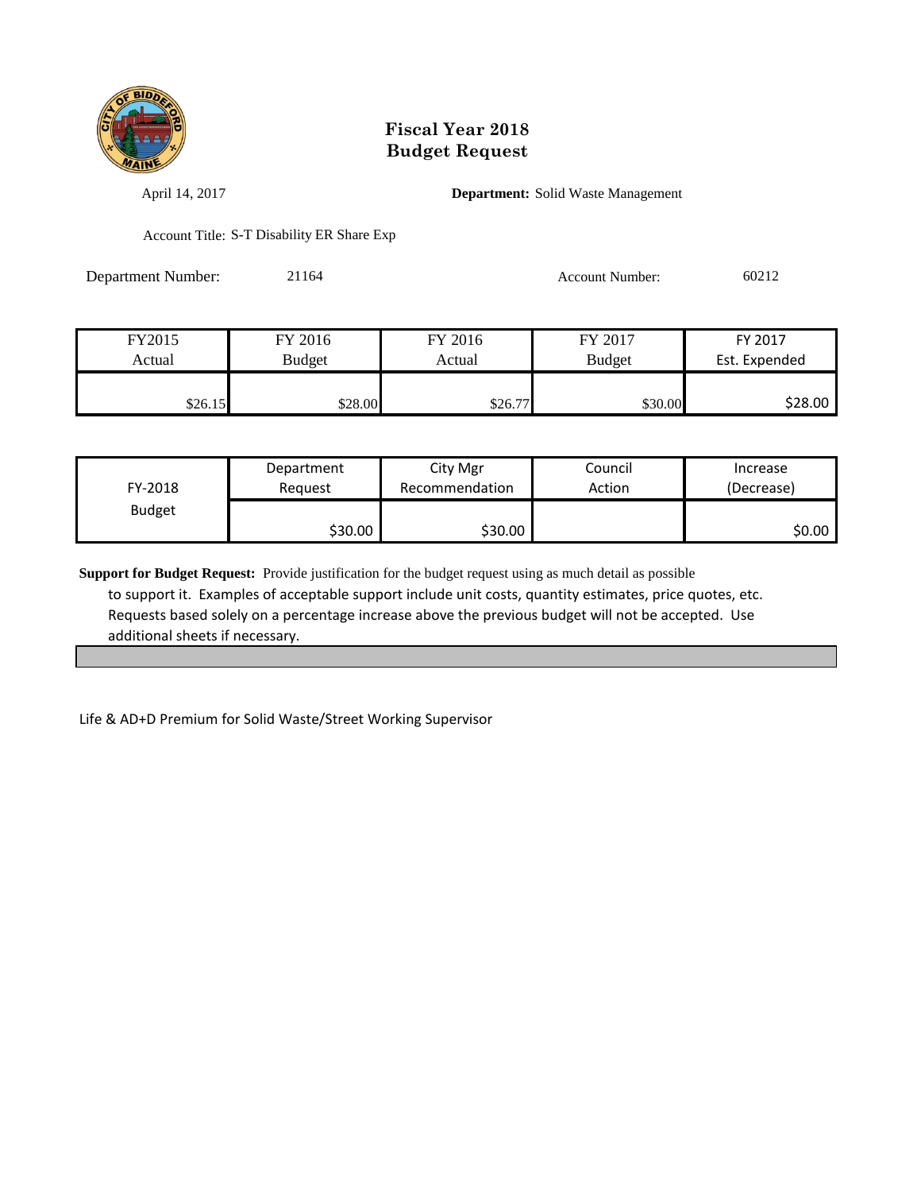# Fiscal Year 2018
# Budget Request

April 14, 2017

**Department:** Solid Waste Management

Account Title: S-T Disability ER Share Exp

Department Number: 21164

Account Number: 60212

| FY2015 Actual | FY 2016 Budget | FY 2016 Actual | FY 2017 Budget | FY 2017 Est. Expended |
|---|---|---|---|---|
| $26.15 | $28.00 | $26.77 | $30.00 | $28.00 |

| FY-2018 Budget | Department Request | City Mgr Recommendation | Council Action | Increase (Decrease) |
|---|---|---|---|---|
| | $30.00 | $30.00 | | $0.00 |

**Support for Budget Request:** Provide justification for the budget request using as much detail as possible to support it. Examples of acceptable support include unit costs, quantity estimates, price quotes, etc. Requests based solely on a percentage increase above the previous budget will not be accepted. Use additional sheets if necessary.

Life & AD+D Premium for Solid Waste/Street Working Supervisor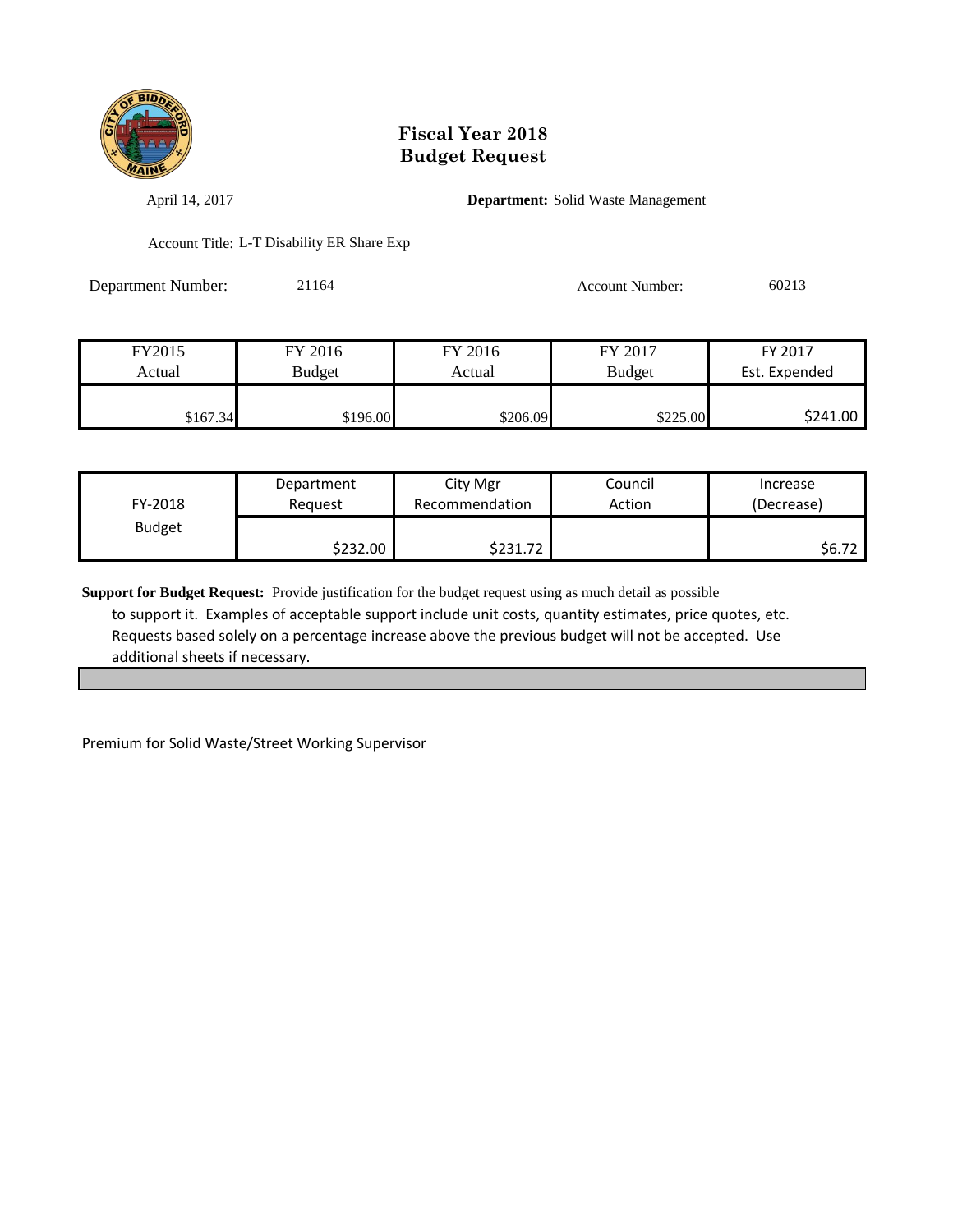# Fiscal Year 2018
# Budget Request

April 14, 2017

**Department:** Solid Waste Management

Account Title: L-T Disability ER Share Exp

Department Number: 21164

Account Number: 60213

| FY2015 Actual | FY 2016 Budget | FY 2016 Actual | FY 2017 Budget | FY 2017 Est. Expended |
|---|---|---|---|---|
| $167.34 | $196.00 | $206.09 | $225.00 | $241.00 |

| FY-2018 Budget | Department Request | City Mgr Recommendation | Council Action | Increase (Decrease) |
|---|---|---|---|---|
| | $232.00 | $231.72 | | $6.72 |

**Support for Budget Request:** Provide justification for the budget request using as much detail as possible to support it. Examples of acceptable support include unit costs, quantity estimates, price quotes, etc. Requests based solely on a percentage increase above the previous budget will not be accepted. Use additional sheets if necessary.

Premium for Solid Waste/Street Working Supervisor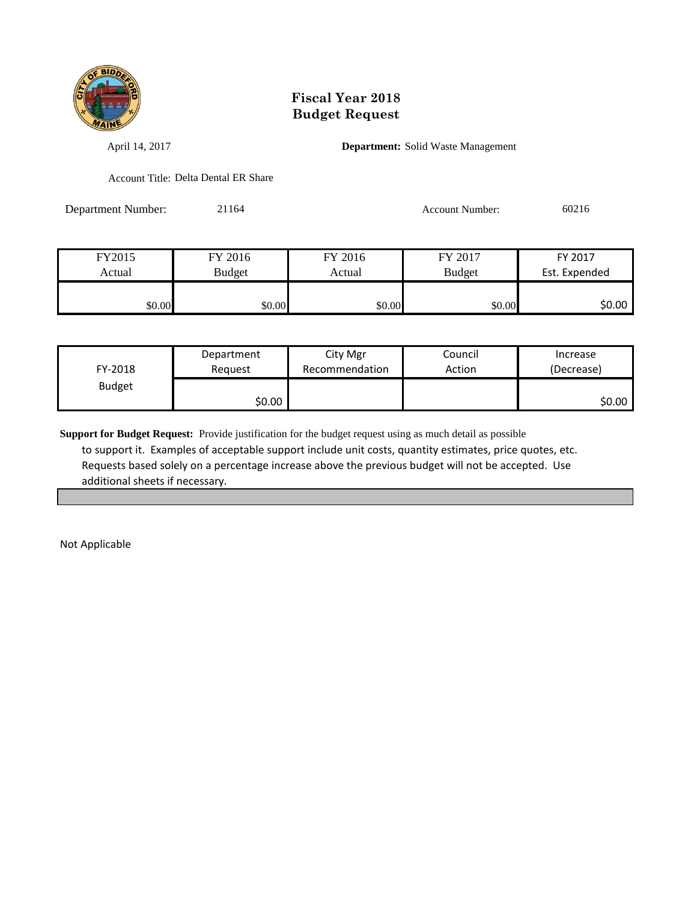# Fiscal Year 2018
# Budget Request

April 14, 2017

**Department:** Solid Waste Management

Account Title: Delta Dental ER Share

Department Number: 21164

Account Number: 60216

| FY2015 Actual | FY 2016 Budget | FY 2016 Actual | FY 2017 Budget | FY 2017 Est. Expended |
|---|---|---|---|---|
| $0.00 | $0.00 | $0.00 | $0.00 | $0.00 |

| FY-2018 Budget | Department Request | City Mgr Recommendation | Council Action | Increase (Decrease) |
|---|---|---|---|---|
| | $0.00 | | | $0.00 |

**Support for Budget Request:** Provide justification for the budget request using as much detail as possible to support it. Examples of acceptable support include unit costs, quantity estimates, price quotes, etc. Requests based solely on a percentage increase above the previous budget will not be accepted. Use additional sheets if necessary.

Not Applicable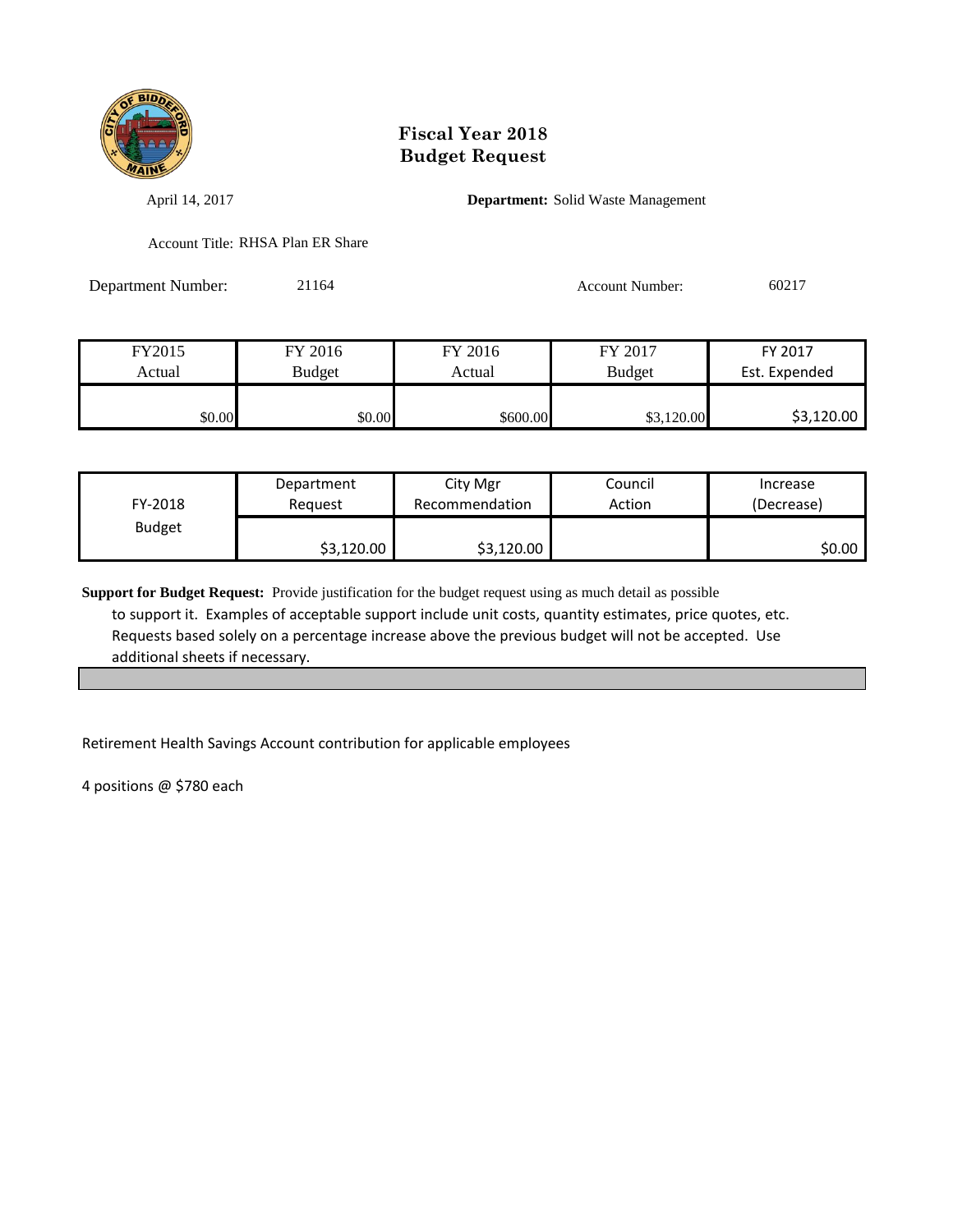# Fiscal Year 2018
# Budget Request

April 14, 2017

**Department:** Solid Waste Management

Account Title: RHSA Plan ER Share

Department Number: 21164

Account Number: 60217

| FY2015 Actual | FY 2016 Budget | FY 2016 Actual | FY 2017 Budget | FY 2017 Est. Expended |
|---|---|---|---|---|
| $0.00 | $0.00 | $600.00 | $3,120.00 | $3,120.00 |

| FY-2018 Budget | Department Request | City Mgr Recommendation | Council Action | Increase (Decrease) |
|---|---|---|---|---|
| | $3,120.00 | $3,120.00 | | $0.00 |

**Support for Budget Request:** Provide justification for the budget request using as much detail as possible to support it. Examples of acceptable support include unit costs, quantity estimates, price quotes, etc. Requests based solely on a percentage increase above the previous budget will not be accepted. Use additional sheets if necessary.

Retirement Health Savings Account contribution for applicable employees

4 positions @ $780 each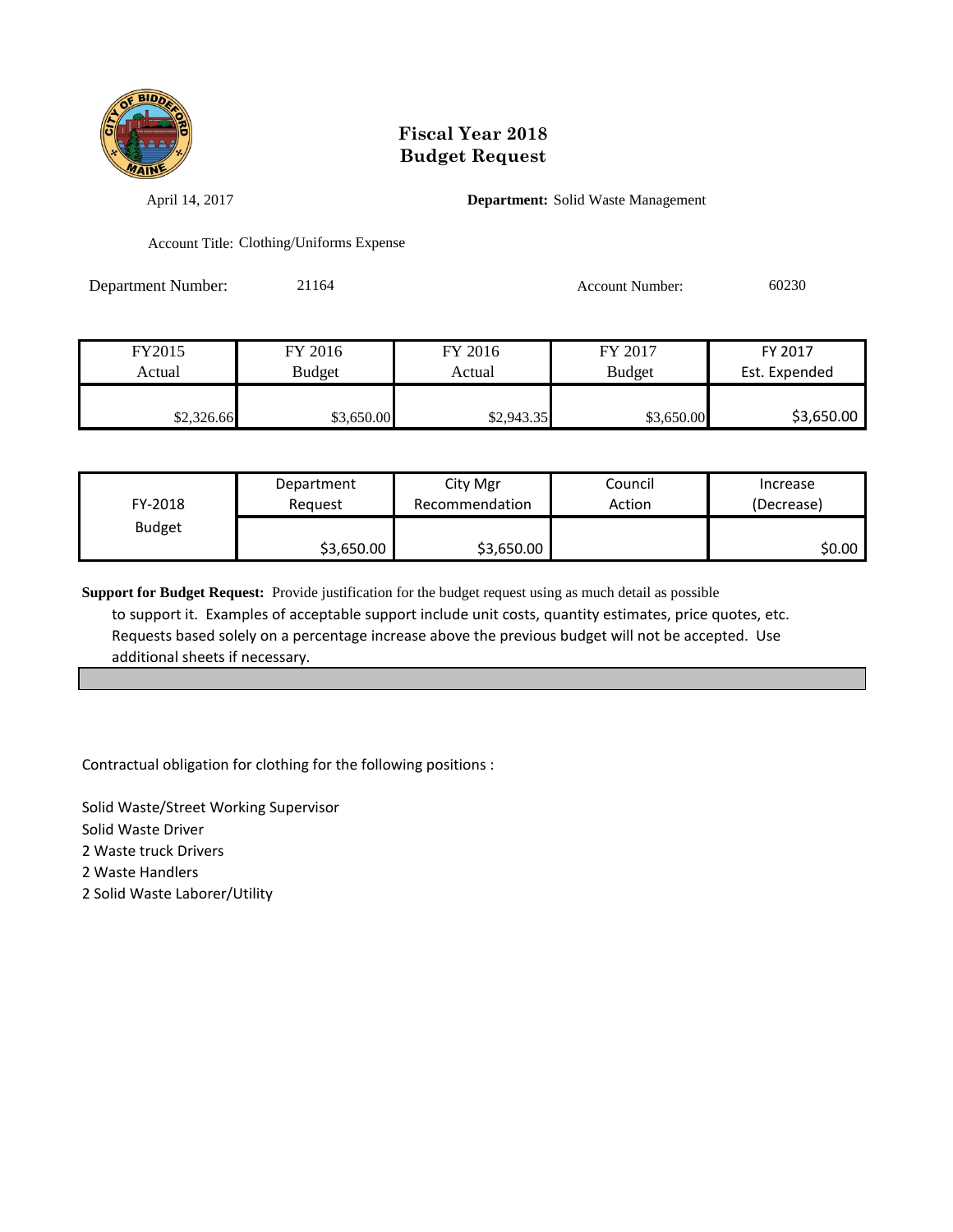# Fiscal Year 2018
# Budget Request

April 14, 2017 **Department:** Solid Waste Management

Account Title: Clothing/Uniforms Expense

Department Number: 21164 Account Number: 60230

| FY2015 Actual | FY 2016 Budget | FY 2016 Actual | FY 2017 Budget | FY 2017 Est. Expended |
|---|---|---|---|---|
| $2,326.66 | $3,650.00 | $2,943.35 | $3,650.00 | $3,650.00 |

| FY-2018 Budget | Department Request | City Mgr Recommendation | Council Action | Increase (Decrease) |
|---|---|---|---|---|
| | $3,650.00 | $3,650.00 | | $0.00 |

**Support for Budget Request:** Provide justification for the budget request using as much detail as possible to support it. Examples of acceptable support include unit costs, quantity estimates, price quotes, etc. Requests based solely on a percentage increase above the previous budget will not be accepted. Use additional sheets if necessary.

Contractual obligation for clothing for the following positions :

Solid Waste/Street Working Supervisor
Solid Waste Driver
2 Waste truck Drivers
2 Waste Handlers
2 Solid Waste Laborer/Utility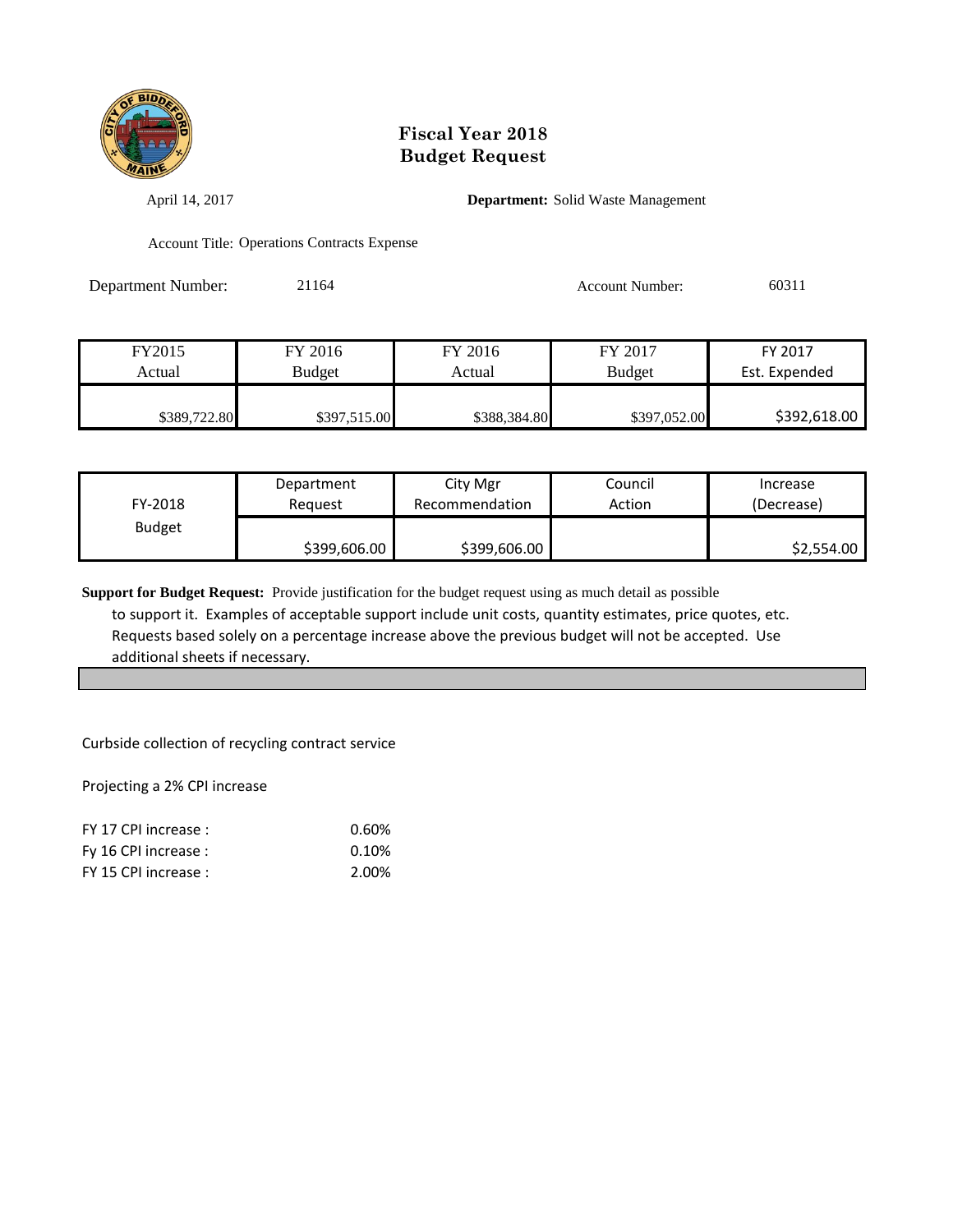# Fiscal Year 2018
# Budget Request

April 14, 2017

**Department:** Solid Waste Management

Account Title: Operations Contracts Expense

Department Number: 21164

Account Number: 60311

| FY2015 Actual | FY 2016 Budget | FY 2016 Actual | FY 2017 Budget | FY 2017 Est. Expended |
|---|---|---|---|---|
| $389,722.80 | $397,515.00 | $388,384.80 | $397,052.00 | $392,618.00 |

| FY-2018 Budget | Department Request | City Mgr Recommendation | Council Action | Increase (Decrease) |
|---|---|---|---|---|
| | $399,606.00 | $399,606.00 | | $2,554.00 |

**Support for Budget Request:** Provide justification for the budget request using as much detail as possible to support it. Examples of acceptable support include unit costs, quantity estimates, price quotes, etc. Requests based solely on a percentage increase above the previous budget will not be accepted. Use additional sheets if necessary.

Curbside collection of recycling contract service

Projecting a 2% CPI increase

| | |
|---|---|
| FY 17 CPI increase : | 0.60% |
| Fy 16 CPI increase : | 0.10% |
| FY 15 CPI increase : | 2.00% |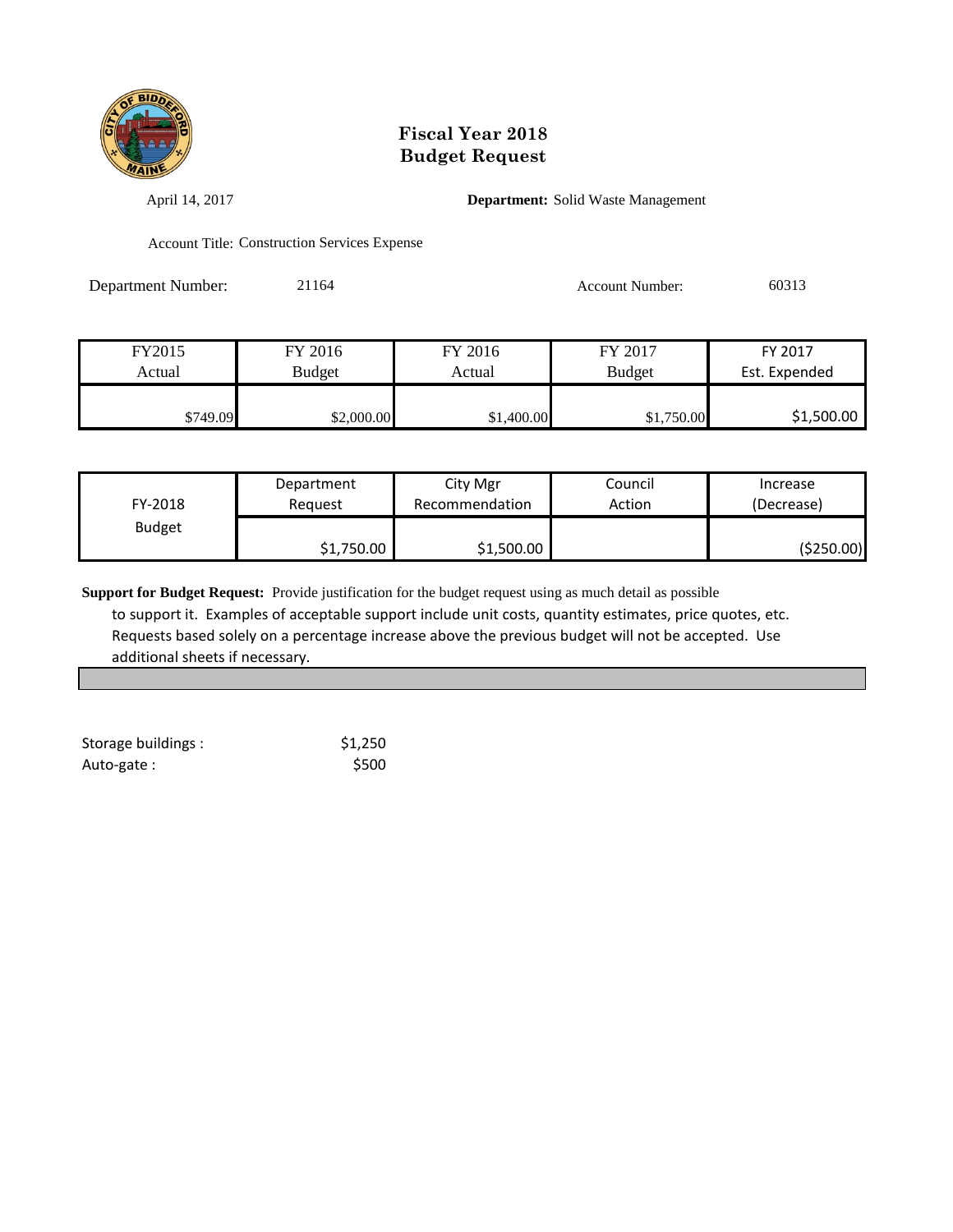# Fiscal Year 2018
# Budget Request

April 14, 2017

**Department:** Solid Waste Management

Account Title: Construction Services Expense

Department Number: 21164

Account Number: 60313

| FY2015 Actual | FY 2016 Budget | FY 2016 Actual | FY 2017 Budget | FY 2017 Est. Expended |
|---|---|---|---|---|
| $749.09 | $2,000.00 | $1,400.00 | $1,750.00 | $1,500.00 |

| FY-2018 Budget | Department Request | City Mgr Recommendation | Council Action | Increase (Decrease) |
|---|---|---|---|---|
| | $1,750.00 | $1,500.00 | | ($250.00) |

**Support for Budget Request:** Provide justification for the budget request using as much detail as possible to support it. Examples of acceptable support include unit costs, quantity estimates, price quotes, etc. Requests based solely on a percentage increase above the previous budget will not be accepted. Use additional sheets if necessary.

| | |
|---|---|
| Storage buildings : | $1,250 |
| Auto-gate : | $500 |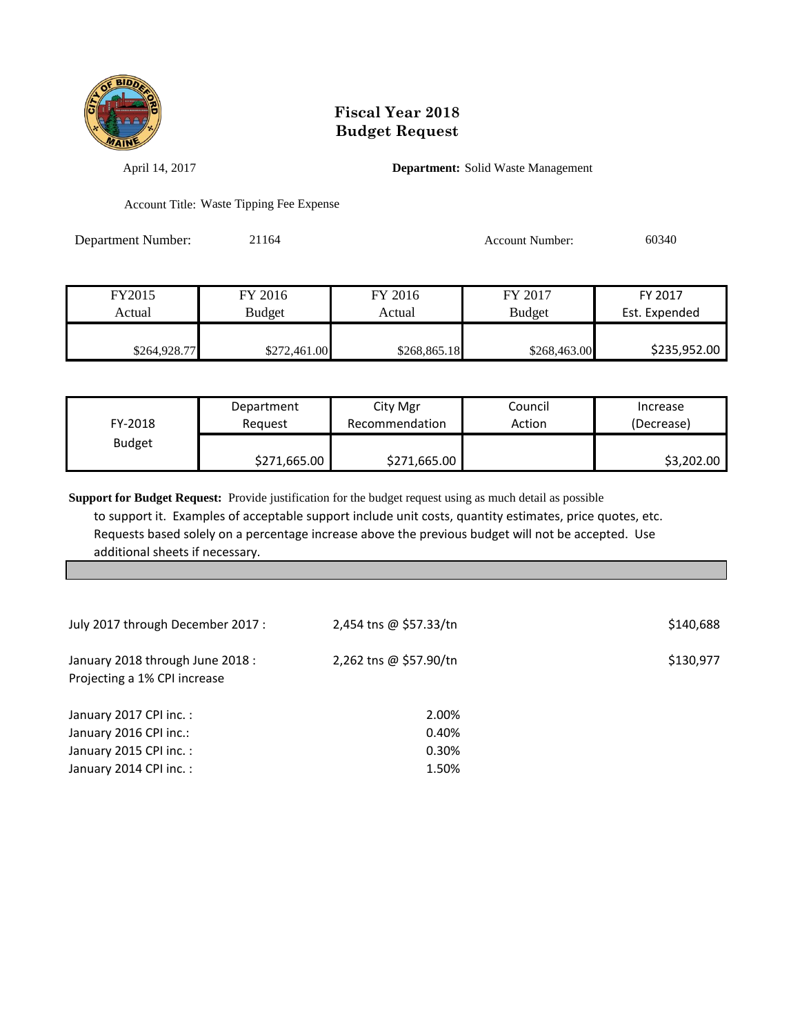# Fiscal Year 2018
# Budget Request

April 14, 2017 **Department:** Solid Waste Management

Account Title: Waste Tipping Fee Expense

Department Number: 21164 Account Number: 60340

| FY2015 Actual | FY 2016 Budget | FY 2016 Actual | FY 2017 Budget | FY 2017 Est. Expended |
|---|---|---|---|---|
| $264,928.77 | $272,461.00 | $268,865.18 | $268,463.00 | $235,952.00 |

| FY-2018 Budget | Department Request | City Mgr Recommendation | Council Action | Increase (Decrease) |
|---|---|---|---|---|
| | $271,665.00 | $271,665.00 | | $3,202.00 |

**Support for Budget Request:** Provide justification for the budget request using as much detail as possible to support it. Examples of acceptable support include unit costs, quantity estimates, price quotes, etc. Requests based solely on a percentage increase above the previous budget will not be accepted. Use additional sheets if necessary.

| | | |
|---|---|---|
| July 2017 through December 2017 : | 2,454 tns @ $57.33/tn | $140,688 |
| January 2018 through June 2018 : Projecting a 1% CPI increase | 2,262 tns @ $57.90/tn | $130,977 |
| January 2017 CPI inc. : | 2.00% | |
| January 2016 CPI inc.: | 0.40% | |
| January 2015 CPI inc. : | 0.30% | |
| January 2014 CPI inc. : | 1.50% | |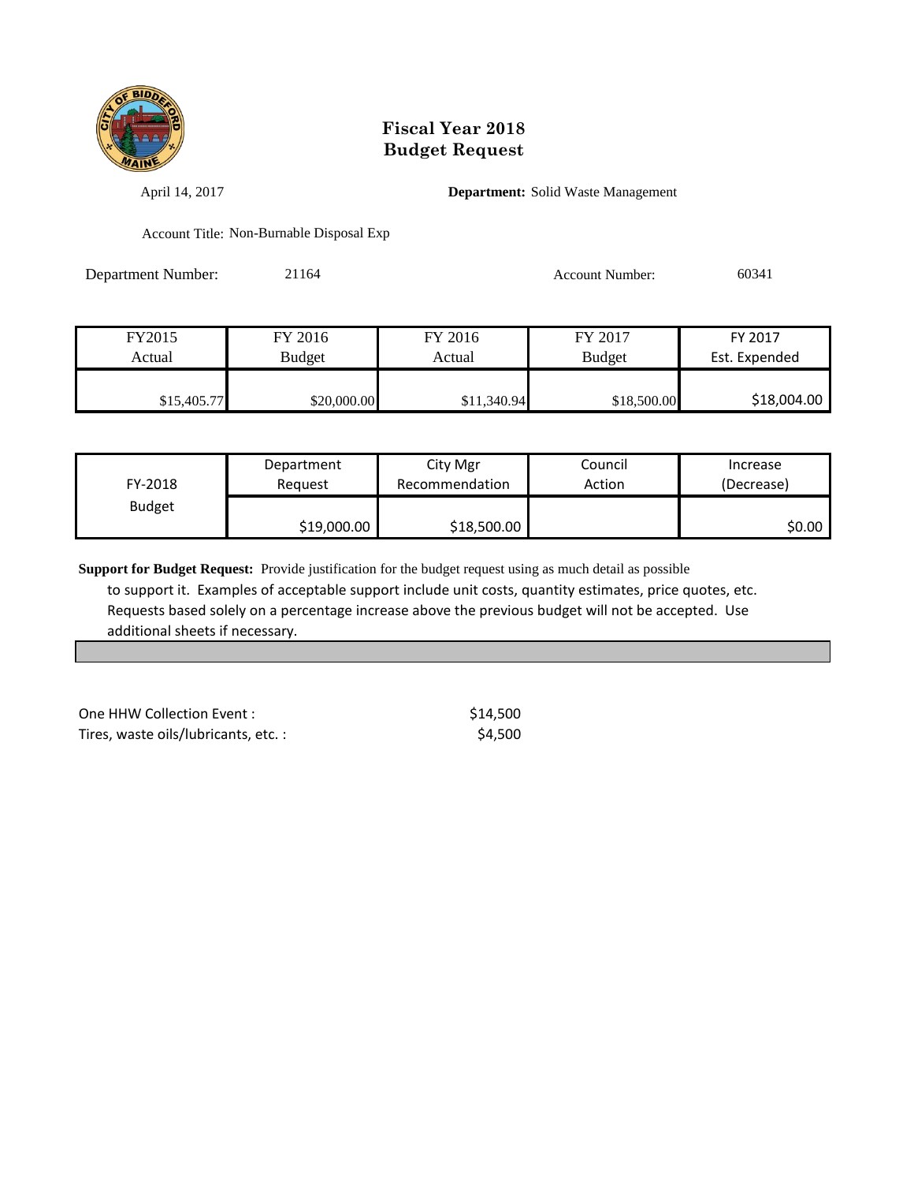# Fiscal Year 2018
# Budget Request

April 14, 2017

**Department:** Solid Waste Management

Account Title: Non-Burnable Disposal Exp

Department Number: 21164

Account Number: 60341

| FY2015 Actual | FY 2016 Budget | FY 2016 Actual | FY 2017 Budget | FY 2017 Est. Expended |
|---|---|---|---|---|
| $15,405.77 | $20,000.00 | $11,340.94 | $18,500.00 | $18,004.00 |

| FY-2018 Budget | Department Request | City Mgr Recommendation | Council Action | Increase (Decrease) |
|---|---|---|---|---|
| | $19,000.00 | $18,500.00 | | $0.00 |

**Support for Budget Request:** Provide justification for the budget request using as much detail as possible to support it. Examples of acceptable support include unit costs, quantity estimates, price quotes, etc. Requests based solely on a percentage increase above the previous budget will not be accepted. Use additional sheets if necessary.

| | |
|---|---|
| One HHW Collection Event : | $14,500 |
| Tires, waste oils/lubricants, etc. : | $4,500 |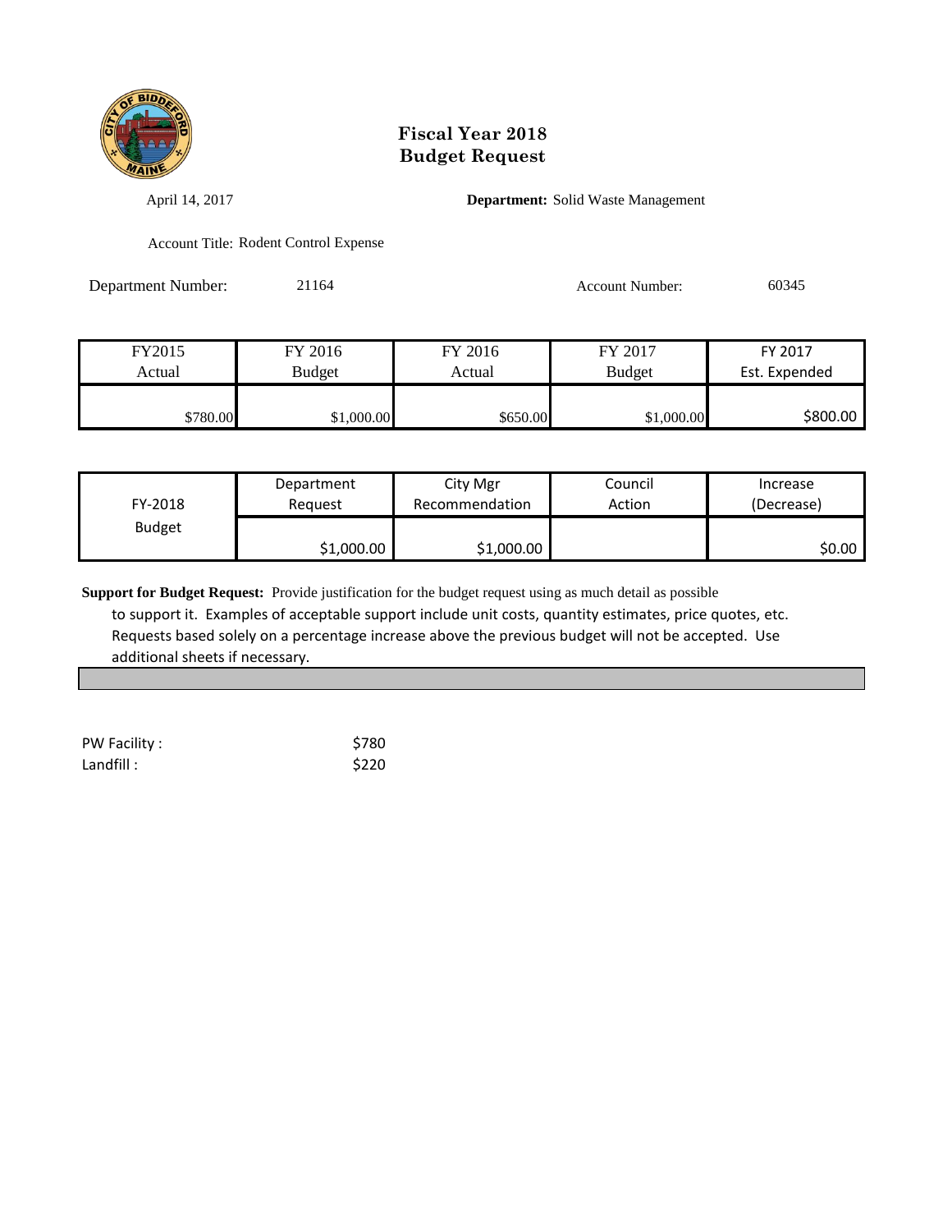# Fiscal Year 2018
# Budget Request

April 14, 2017

**Department:** Solid Waste Management

Account Title: Rodent Control Expense

Department Number: 21164

Account Number: 60345

| FY2015 Actual | FY 2016 Budget | FY 2016 Actual | FY 2017 Budget | FY 2017 Est. Expended |
|---|---|---|---|---|
| $780.00 | $1,000.00 | $650.00 | $1,000.00 | $800.00 |

| FY-2018 Budget | Department Request | City Mgr Recommendation | Council Action | Increase (Decrease) |
|---|---|---|---|---|
| | $1,000.00 | $1,000.00 | | $0.00 |

**Support for Budget Request:** Provide justification for the budget request using as much detail as possible to support it. Examples of acceptable support include unit costs, quantity estimates, price quotes, etc. Requests based solely on a percentage increase above the previous budget will not be accepted. Use additional sheets if necessary.

| | |
|---|---|
| PW Facility : | $780 |
| Landfill : | $220 |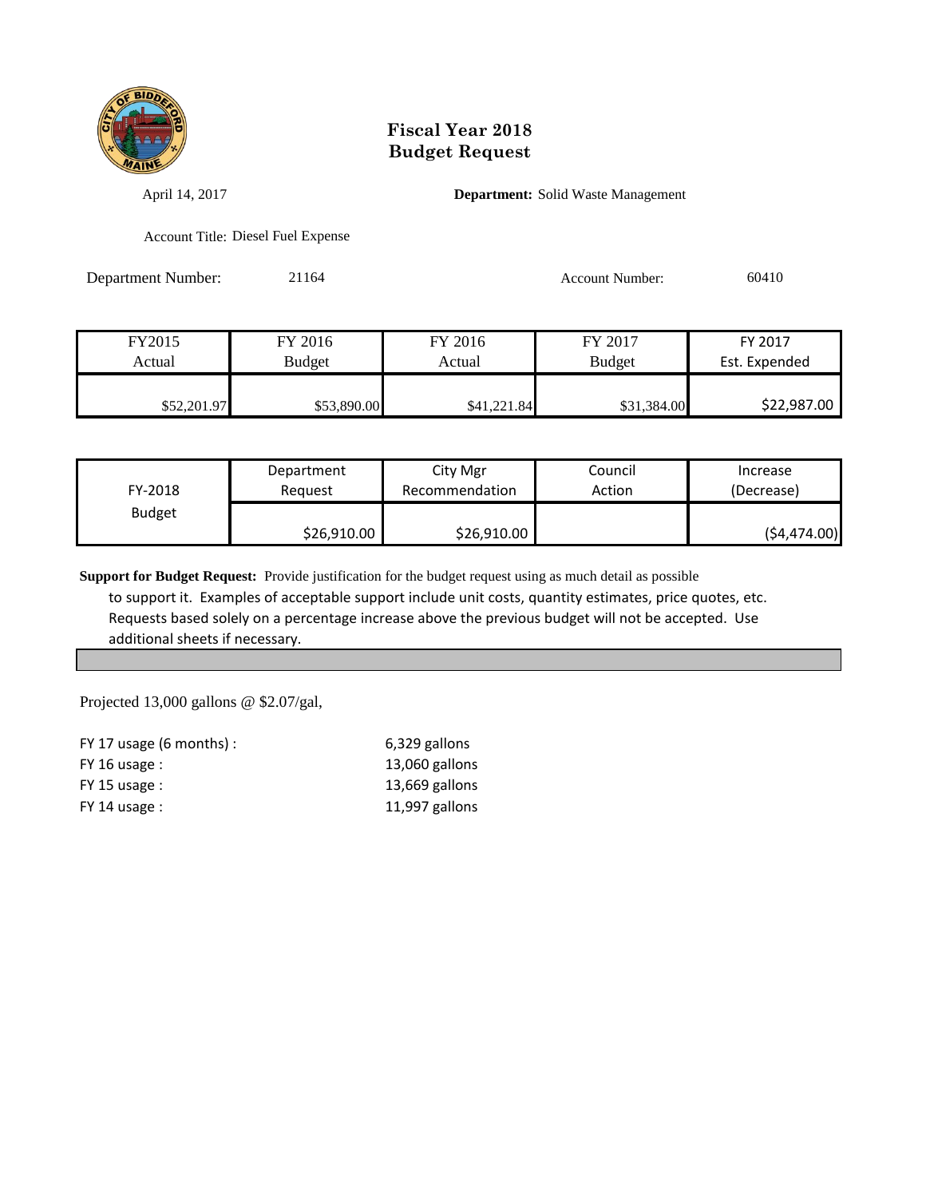# Fiscal Year 2018
# Budget Request

April 14, 2017

**Department:** Solid Waste Management

Account Title: Diesel Fuel Expense

Department Number: 21164

Account Number: 60410

| FY2015 Actual | FY 2016 Budget | FY 2016 Actual | FY 2017 Budget | FY 2017 Est. Expended |
|---|---|---|---|---|
| $52,201.97 | $53,890.00 | $41,221.84 | $31,384.00 | $22,987.00 |

| FY-2018 Budget | Department Request | City Mgr Recommendation | Council Action | Increase (Decrease) |
|---|---|---|---|---|
| | $26,910.00 | $26,910.00 | | ($4,474.00) |

**Support for Budget Request:** Provide justification for the budget request using as much detail as possible to support it. Examples of acceptable support include unit costs, quantity estimates, price quotes, etc. Requests based solely on a percentage increase above the previous budget will not be accepted. Use additional sheets if necessary.

Projected 13,000 gallons @ $2.07/gal,

| | |
|---|---|
| FY 17 usage (6 months) : | 6,329 gallons |
| FY 16 usage : | 13,060 gallons |
| FY 15 usage : | 13,669 gallons |
| FY 14 usage : | 11,997 gallons |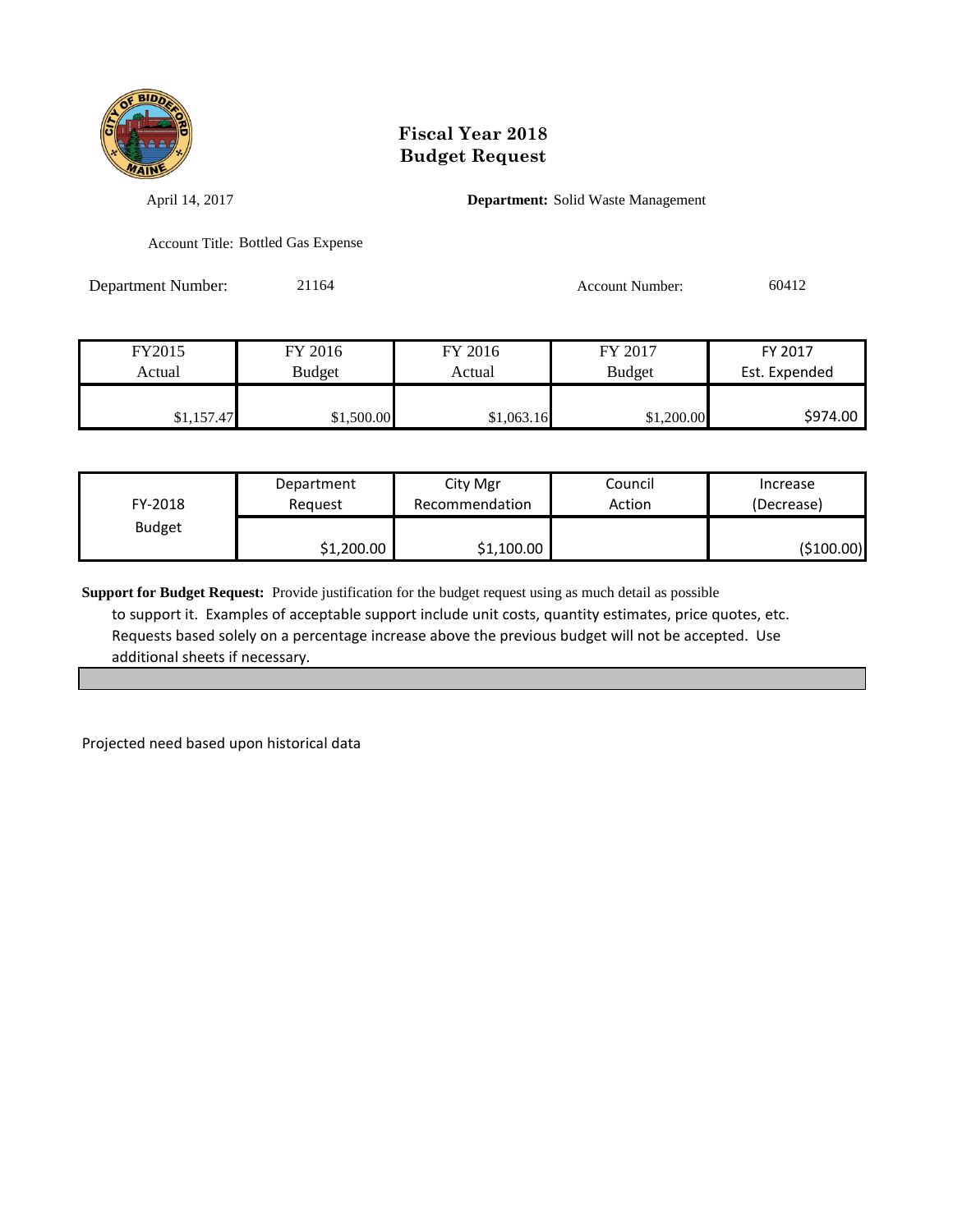# Fiscal Year 2018
# Budget Request

April 14, 2017

**Department:** Solid Waste Management

Account Title: Bottled Gas Expense

Department Number: 21164

Account Number: 60412

| FY2015 Actual | FY 2016 Budget | FY 2016 Actual | FY 2017 Budget | FY 2017 Est. Expended |
|---|---|---|---|---|
| $1,157.47 | $1,500.00 | $1,063.16 | $1,200.00 | $974.00 |

| FY-2018 Budget | Department Request | City Mgr Recommendation | Council Action | Increase (Decrease) |
|---|---|---|---|---|
| | $1,200.00 | $1,100.00 | | ($100.00) |

**Support for Budget Request:** Provide justification for the budget request using as much detail as possible to support it. Examples of acceptable support include unit costs, quantity estimates, price quotes, etc. Requests based solely on a percentage increase above the previous budget will not be accepted. Use additional sheets if necessary.

Projected need based upon historical data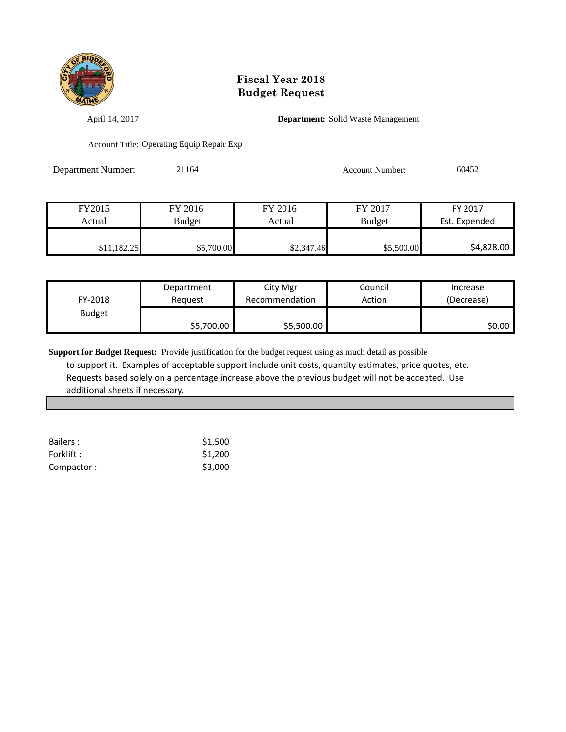# Fiscal Year 2018
# Budget Request

April 14, 2017

**Department:** Solid Waste Management

Account Title: Operating Equip Repair Exp

Department Number: 21164

Account Number: 60452

| FY2015 Actual | FY 2016 Budget | FY 2016 Actual | FY 2017 Budget | FY 2017 Est. Expended |
|---|---|---|---|---|
| $11,182.25 | $5,700.00 | $2,347.46 | $5,500.00 | $4,828.00 |

| FY-2018 Budget | Department Request | City Mgr Recommendation | Council Action | Increase (Decrease) |
|---|---|---|---|---|
| | $5,700.00 | $5,500.00 | | $0.00 |

**Support for Budget Request:** Provide justification for the budget request using as much detail as possible to support it. Examples of acceptable support include unit costs, quantity estimates, price quotes, etc. Requests based solely on a percentage increase above the previous budget will not be accepted. Use additional sheets if necessary.

| | |
|---|---|
| Bailers : | $1,500 |
| Forklift : | $1,200 |
| Compactor : | $3,000 |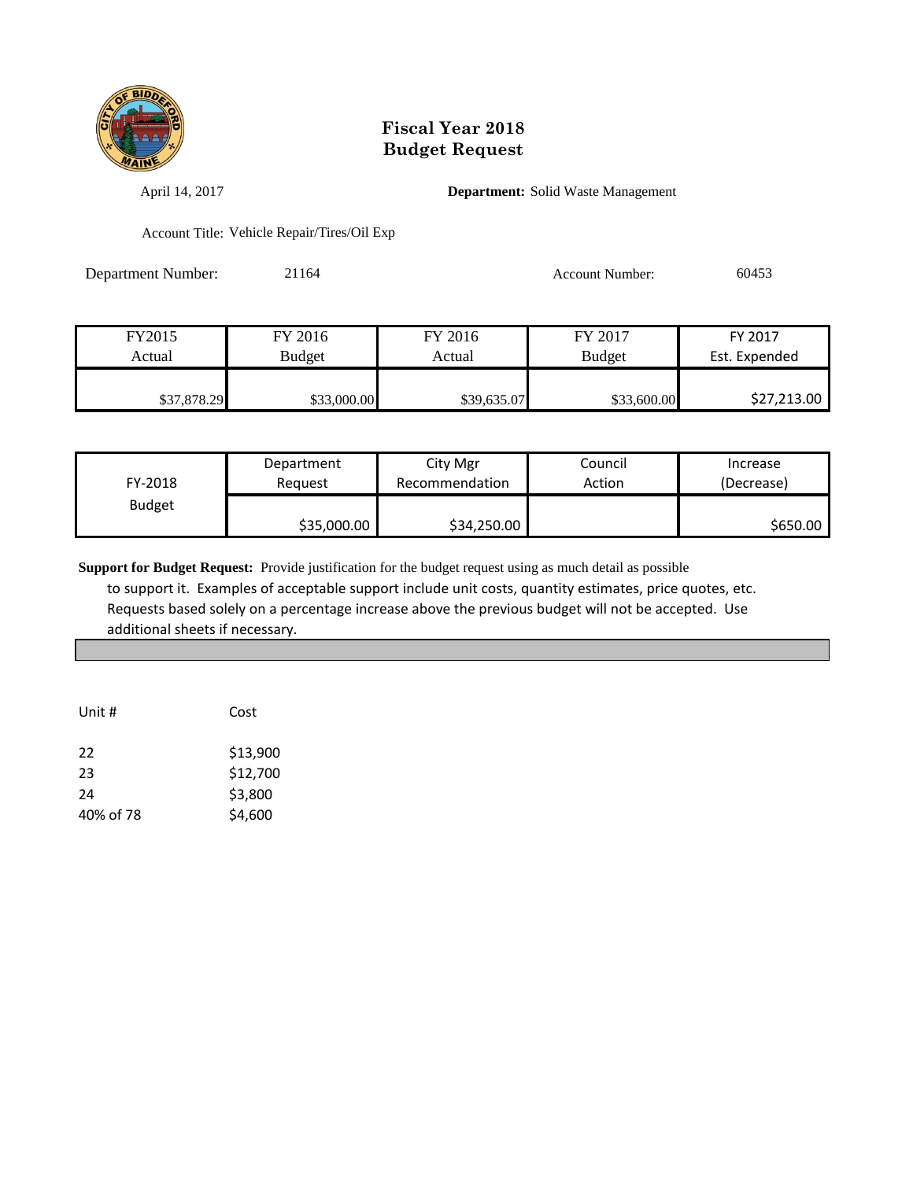# Fiscal Year 2018
# Budget Request

April 14, 2017 **Department:** Solid Waste Management

Account Title: Vehicle Repair/Tires/Oil Exp

Department Number: 21164 Account Number: 60453

| FY2015 Actual | FY 2016 Budget | FY 2016 Actual | FY 2017 Budget | FY 2017 Est. Expended |
|---|---|---|---|---|
| $37,878.29 | $33,000.00 | $39,635.07 | $33,600.00 | $27,213.00 |

| FY-2018 Budget | Department Request | City Mgr Recommendation | Council Action | Increase (Decrease) |
|---|---|---|---|---|
| | $35,000.00 | $34,250.00 | | $650.00 |

**Support for Budget Request:** Provide justification for the budget request using as much detail as possible to support it. Examples of acceptable support include unit costs, quantity estimates, price quotes, etc. Requests based solely on a percentage increase above the previous budget will not be accepted. Use additional sheets if necessary.

| Unit # | Cost |
|---|---|
| 22 | $13,900 |
| 23 | $12,700 |
| 24 | $3,800 |
| 40% of 78 | $4,600 |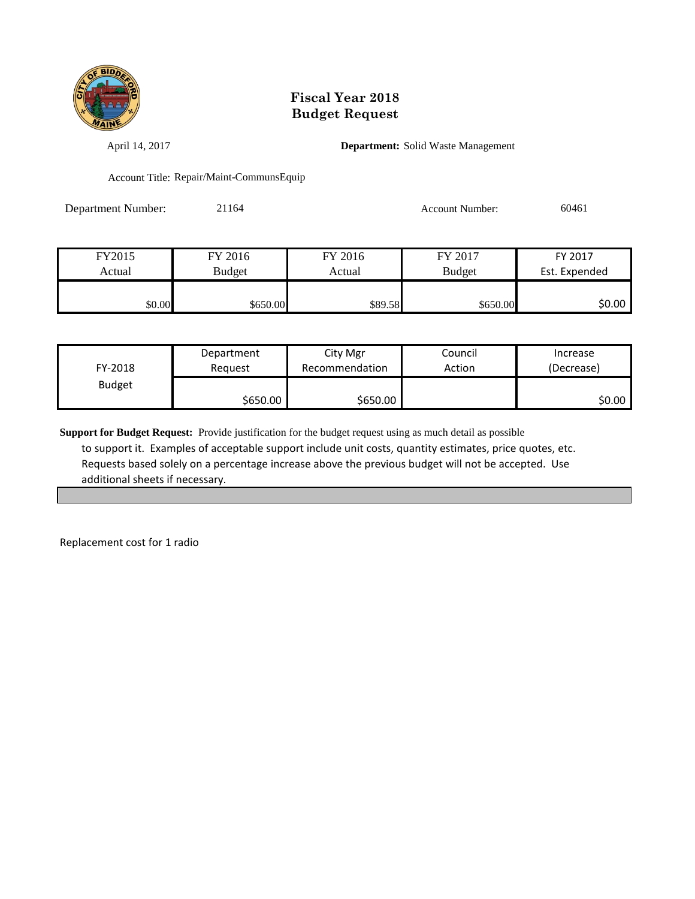# Fiscal Year 2018
# Budget Request

April 14, 2017

**Department:** Solid Waste Management

Account Title: Repair/Maint-CommunsEquip

Department Number: 21164

Account Number: 60461

| FY2015 Actual | FY 2016 Budget | FY 2016 Actual | FY 2017 Budget | FY 2017 Est. Expended |
|---|---|---|---|---|
| $0.00 | $650.00 | $89.58 | $650.00 | $0.00 |

| FY-2018 Budget | Department Request | City Mgr Recommendation | Council Action | Increase (Decrease) |
|---|---|---|---|---|
| | $650.00 | $650.00 | | $0.00 |

**Support for Budget Request:** Provide justification for the budget request using as much detail as possible to support it. Examples of acceptable support include unit costs, quantity estimates, price quotes, etc. Requests based solely on a percentage increase above the previous budget will not be accepted. Use additional sheets if necessary.

Replacement cost for 1 radio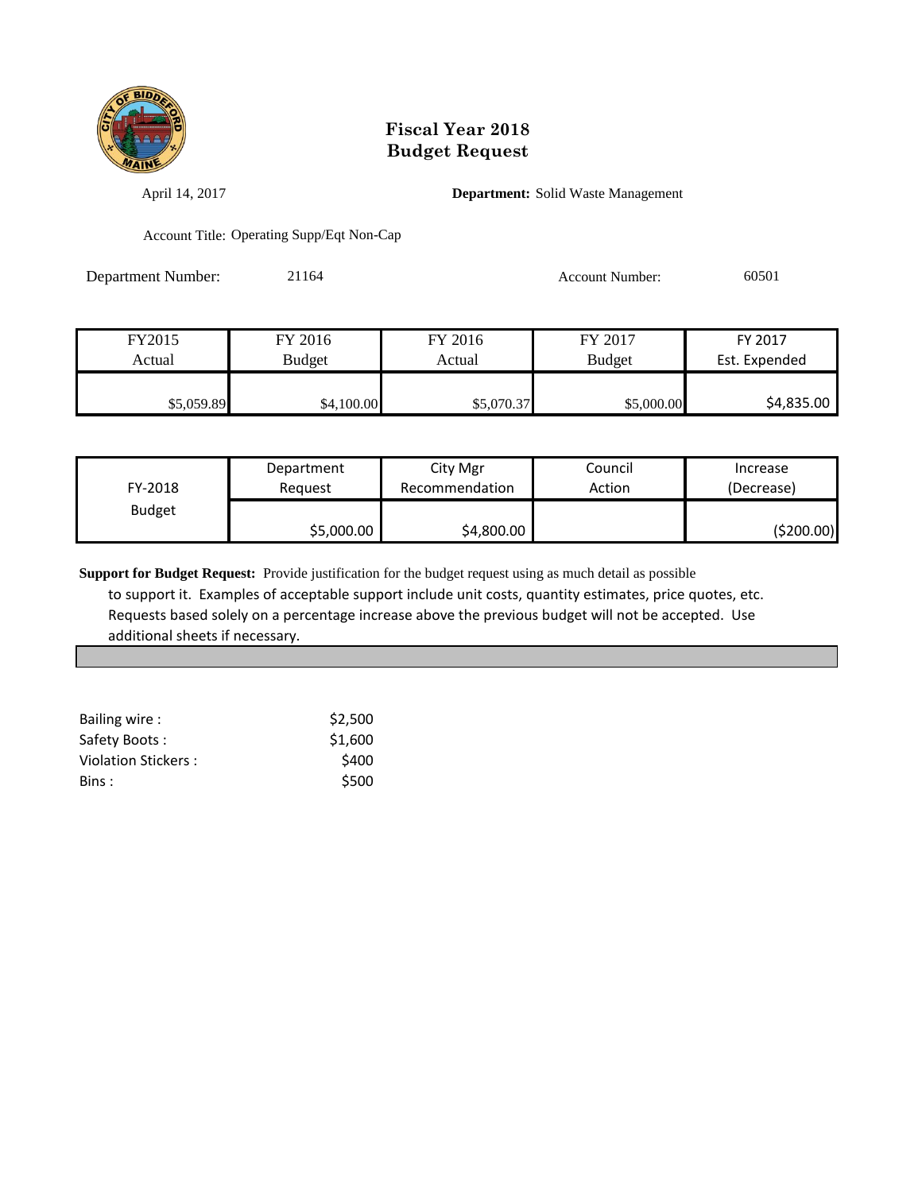# Fiscal Year 2018
# Budget Request

April 14, 2017

**Department:** Solid Waste Management

Account Title: Operating Supp/Eqt Non-Cap

Department Number: 21164

Account Number: 60501

| FY2015 Actual | FY 2016 Budget | FY 2016 Actual | FY 2017 Budget | FY 2017 Est. Expended |
|---|---|---|---|---|
| $5,059.89 | $4,100.00 | $5,070.37 | $5,000.00 | $4,835.00 |

| FY-2018 Budget | Department Request | City Mgr Recommendation | Council Action | Increase (Decrease) |
|---|---|---|---|---|
| | $5,000.00 | $4,800.00 | | ($200.00) |

**Support for Budget Request:** Provide justification for the budget request using as much detail as possible to support it. Examples of acceptable support include unit costs, quantity estimates, price quotes, etc. Requests based solely on a percentage increase above the previous budget will not be accepted. Use additional sheets if necessary.

| | |
|---|---|
| Bailing wire : | $2,500 |
| Safety Boots : | $1,600 |
| Violation Stickers : | $400 |
| Bins : | $500 |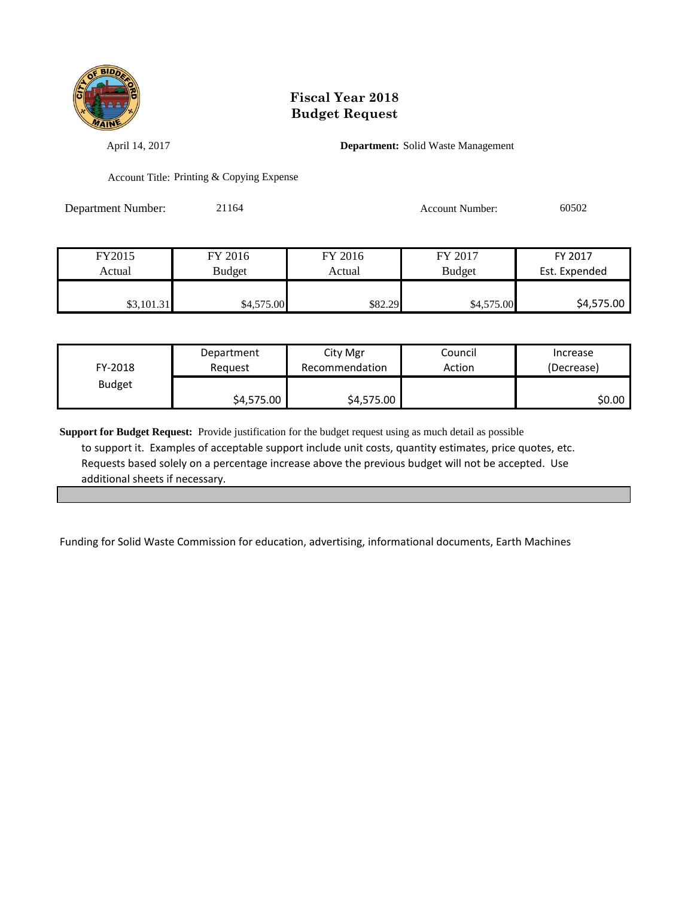# Fiscal Year 2018
# Budget Request

April 14, 2017

**Department:** Solid Waste Management

Account Title: Printing & Copying Expense

Department Number: 21164

Account Number: 60502

| FY2015 Actual | FY 2016 Budget | FY 2016 Actual | FY 2017 Budget | FY 2017 Est. Expended |
|---|---|---|---|---|
| $3,101.31 | $4,575.00 | $82.29 | $4,575.00 | $4,575.00 |

| FY-2018 Budget | Department Request | City Mgr Recommendation | Council Action | Increase (Decrease) |
|---|---|---|---|---|
| | $4,575.00 | $4,575.00 | | $0.00 |

**Support for Budget Request:** Provide justification for the budget request using as much detail as possible to support it. Examples of acceptable support include unit costs, quantity estimates, price quotes, etc. Requests based solely on a percentage increase above the previous budget will not be accepted. Use additional sheets if necessary.

Funding for Solid Waste Commission for education, advertising, informational documents, Earth Machines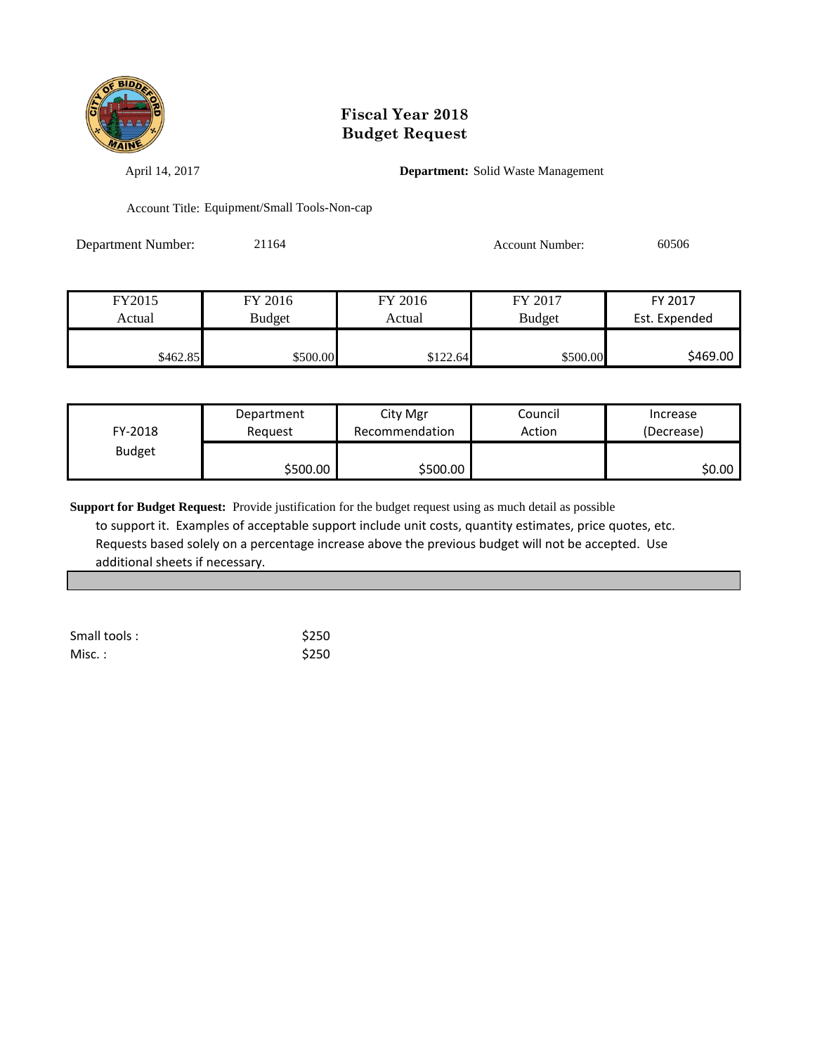# Fiscal Year 2018
# Budget Request

April 14, 2017

**Department:** Solid Waste Management

Account Title: Equipment/Small Tools-Non-cap

Department Number: 21164

Account Number: 60506

| FY2015 Actual | FY 2016 Budget | FY 2016 Actual | FY 2017 Budget | FY 2017 Est. Expended |
|---|---|---|---|---|
| $462.85 | $500.00 | $122.64 | $500.00 | $469.00 |

| FY-2018 Budget | Department Request | City Mgr Recommendation | Council Action | Increase (Decrease) |
|---|---|---|---|---|
| | $500.00 | $500.00 | | $0.00 |

**Support for Budget Request:** Provide justification for the budget request using as much detail as possible to support it. Examples of acceptable support include unit costs, quantity estimates, price quotes, etc. Requests based solely on a percentage increase above the previous budget will not be accepted. Use additional sheets if necessary.

Small tools : $250
Misc. : $250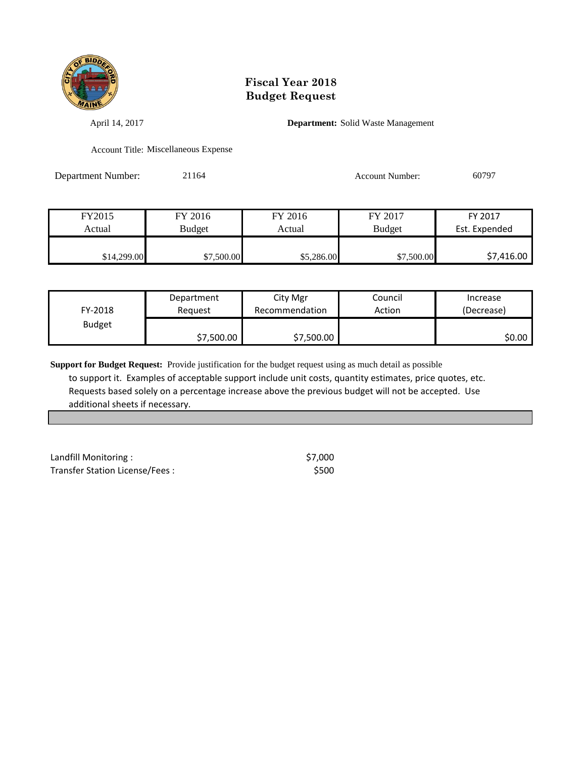# Fiscal Year 2018
# Budget Request

April 14, 2017

**Department:** Solid Waste Management

Account Title: Miscellaneous Expense

Department Number: 21164

Account Number: 60797

| FY2015 Actual | FY 2016 Budget | FY 2016 Actual | FY 2017 Budget | FY 2017 Est. Expended |
|---|---|---|---|---|
| $14,299.00 | $7,500.00 | $5,286.00 | $7,500.00 | $7,416.00 |

| FY-2018 Budget | Department Request | City Mgr Recommendation | Council Action | Increase (Decrease) |
|---|---|---|---|---|
| | $7,500.00 | $7,500.00 | | $0.00 |

**Support for Budget Request:** Provide justification for the budget request using as much detail as possible to support it. Examples of acceptable support include unit costs, quantity estimates, price quotes, etc. Requests based solely on a percentage increase above the previous budget will not be accepted. Use additional sheets if necessary.

| | |
|---|---|
| Landfill Monitoring : | $7,000 |
| Transfer Station License/Fees : | $500 |